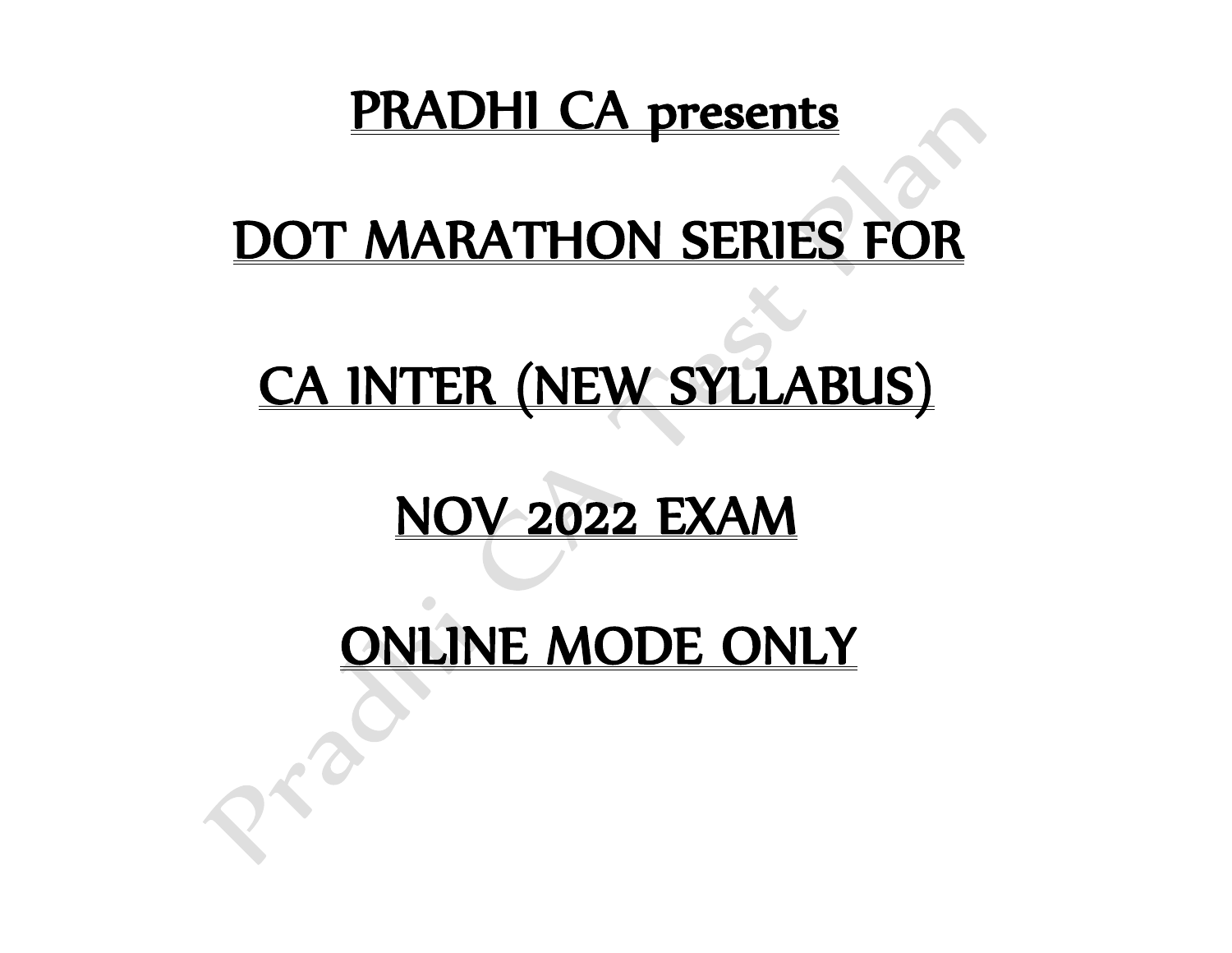# PRADHI CA presents

# DOT MARATHON SERIES FOR

# CA INTER (NEW SYLLABUS)

# NOV 2022 EXAM

# ONLINE MODE ONLY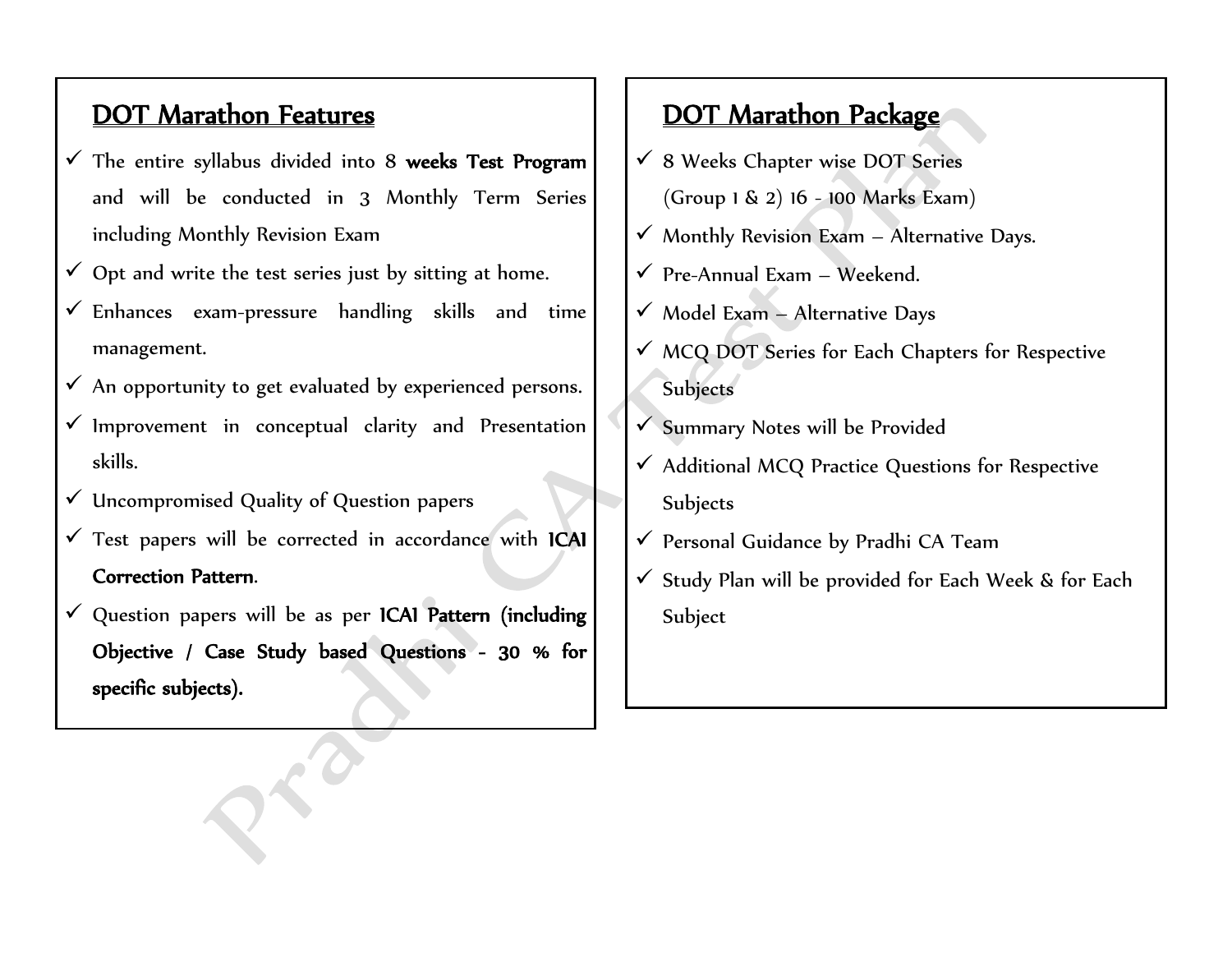## DOT Marathon Features

- ✓ The entire syllabus divided into 8 **weeks Test Program** and will be conducted in 3 Monthly Term Series including Monthly Revision Exam
- ✓ Opt and write the test series just by sitting at home.
- ✓ Enhances exam-pressure handling skills and time management.
- ✓ An opportunity to get evaluated by experienced persons.
- ✓ Improvement in conceptual clarity and Presentation skills.
- ✓ Uncompromised Quality of Question papers
- ✓ Test papers will be corrected in accordance with **ICAI Correction Pattern**.
- ✓ Question papers will be as per **ICAI Pattern (including Objective / Case Study based Questions - 30 % for specific subjects).**

## DOT Marathon Package

- ✓ 8 Weeks Chapter wise DOT Series (Group 1 & 2) 16 - 100 Marks Exam)
- ✓ Monthly Revision Exam – Alternative Days.
- ✓ Pre-Annual Exam – Weekend.
- ✓ Model Exam – Alternative Days
- ✓ MCQ DOT Series for Each Chapters for Respective Subjects
- ✓ Summary Notes will be Provided
- ✓ Additional MCQ Practice Questions for Respective Subjects
- ✓ Personal Guidance by Pradhi CA Team
- ✓ Study Plan will be provided for Each Week & for Each Subject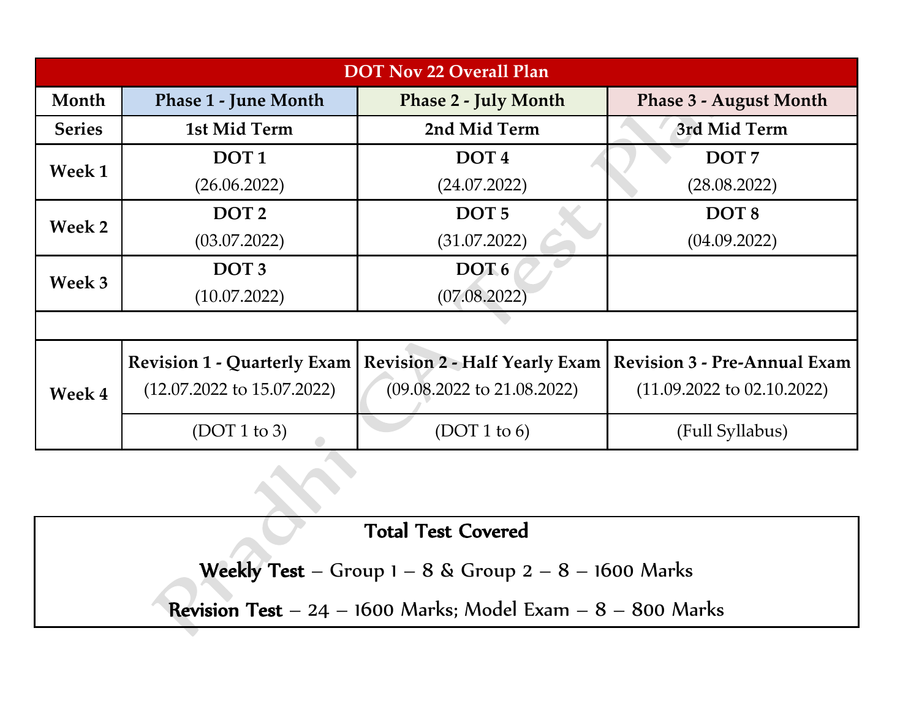| DOT Nov 22 Overall Plan | | | |
|---|---|---|---|
| **Month** | **Phase 1 - June Month** | **Phase 2 - July Month** | **Phase 3 - August Month** |
| **Series** | **1st Mid Term** | **2nd Mid Term** | **3rd Mid Term** |
| **Week 1** | **DOT 1** (26.06.2022) | **DOT 4** (24.07.2022) | **DOT 7** (28.08.2022) |
| **Week 2** | **DOT 2** (03.07.2022) | **DOT 5** (31.07.2022) | **DOT 8** (04.09.2022) |
| **Week 3** | **DOT 3** (10.07.2022) | **DOT 6** (07.08.2022) | |
| | | | |
| **Week 4** | **Revision 1 - Quarterly Exam** (12.07.2022 to 15.07.2022) | **Revision 2 - Half Yearly Exam** (09.08.2022 to 21.08.2022) | **Revision 3 - Pre-Annual Exam** (11.09.2022 to 02.10.2022) |
| | (DOT 1 to 3) | (DOT 1 to 6) | (Full Syllabus) |

**Total Test Covered**

**Weekly Test** – Group 1 – 8 & Group 2 – 8 – 1600 Marks

**Revision Test** – 24 – 1600 Marks; Model Exam – 8 – 800 Marks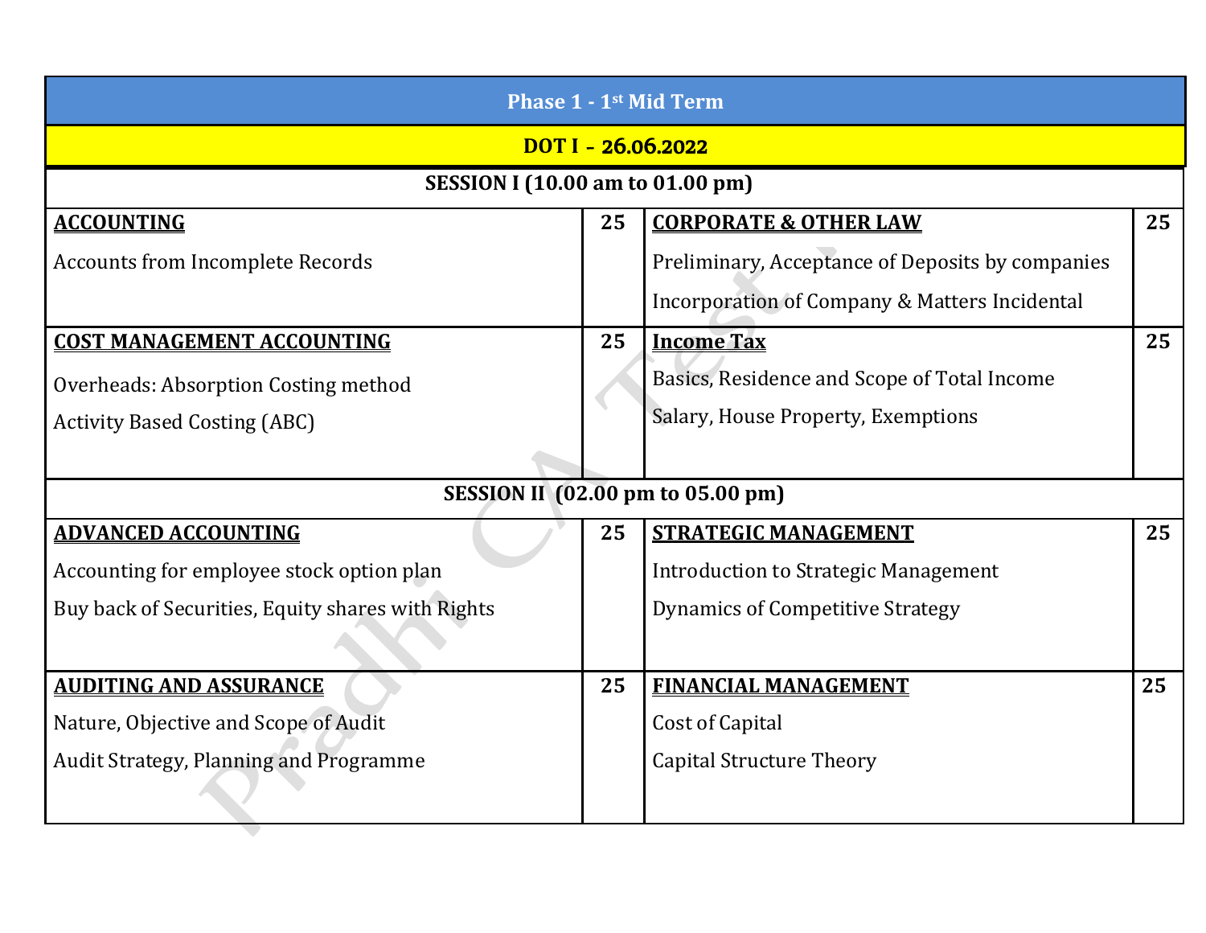| Phase 1 - 1st Mid Term | | | |
|---|---|---|---|
| **DOT I – 26.06.2022** | | | |
| **SESSION I (10.00 am to 01.00 pm)** | | | |
| **ACCOUNTING**<br>Accounts from Incomplete Records | **25** | **CORPORATE & OTHER LAW**<br>Preliminary, Acceptance of Deposits by companies<br>Incorporation of Company & Matters Incidental | **25** |
| **COST MANAGEMENT ACCOUNTING**<br>Overheads: Absorption Costing method<br>Activity Based Costing (ABC) | **25** | **Income Tax**<br>Basics, Residence and Scope of Total Income<br>Salary, House Property, Exemptions | **25** |
| **SESSION II (02.00 pm to 05.00 pm)** | | | |
| **ADVANCED ACCOUNTING**<br>Accounting for employee stock option plan<br>Buy back of Securities, Equity shares with Rights | **25** | **STRATEGIC MANAGEMENT**<br>Introduction to Strategic Management<br>Dynamics of Competitive Strategy | **25** |
| **AUDITING AND ASSURANCE**<br>Nature, Objective and Scope of Audit<br>Audit Strategy, Planning and Programme | **25** | **FINANCIAL MANAGEMENT**<br>Cost of Capital<br>Capital Structure Theory | **25** |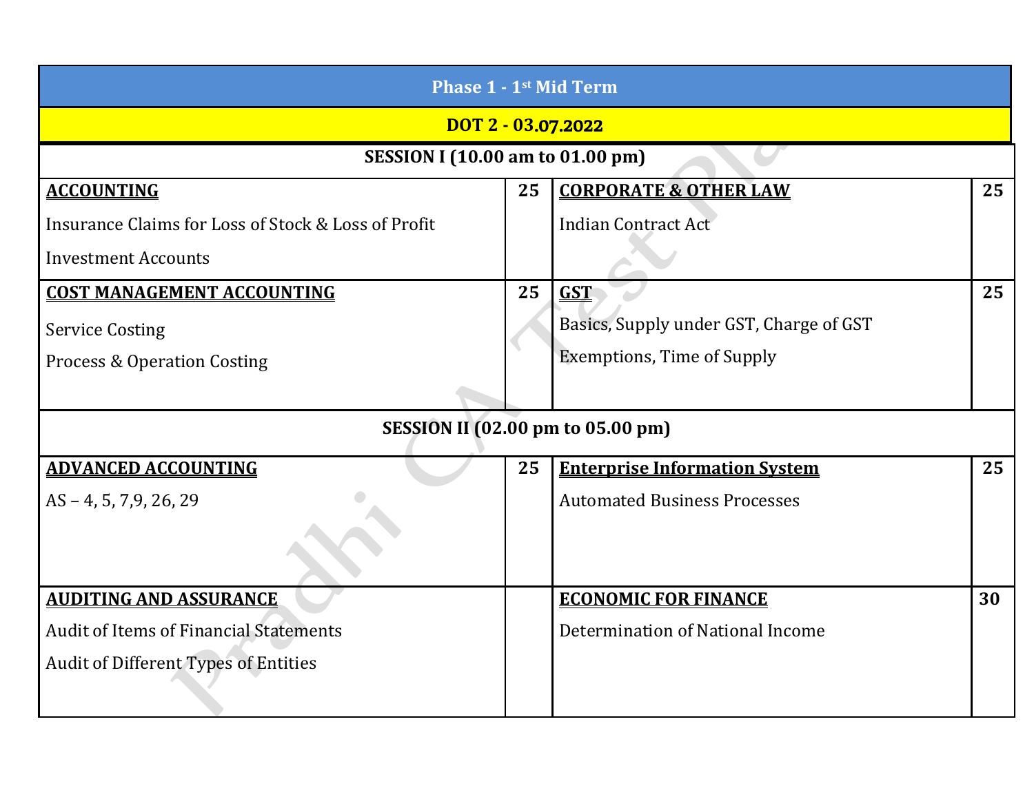| Phase 1 - 1st Mid Term | | | |
|---|---|---|---|
| **DOT 2 - 03.07.2022** | | | |
| **SESSION I (10.00 am to 01.00 pm)** | | | |
| **ACCOUNTING**<br>Insurance Claims for Loss of Stock & Loss of Profit<br>Investment Accounts | **25** | **CORPORATE & OTHER LAW**<br>Indian Contract Act | **25** |
| **COST MANAGEMENT ACCOUNTING**<br>Service Costing<br>Process & Operation Costing | **25** | **GST**<br>Basics, Supply under GST, Charge of GST<br>Exemptions, Time of Supply | **25** |
| **SESSION II (02.00 pm to 05.00 pm)** | | | |
| **ADVANCED ACCOUNTING**<br>AS – 4, 5, 7,9, 26, 29 | **25** | **Enterprise Information System**<br>Automated Business Processes | **25** |
| **AUDITING AND ASSURANCE**<br>Audit of Items of Financial Statements<br>Audit of Different Types of Entities | | **ECONOMIC FOR FINANCE**<br>Determination of National Income | **30** |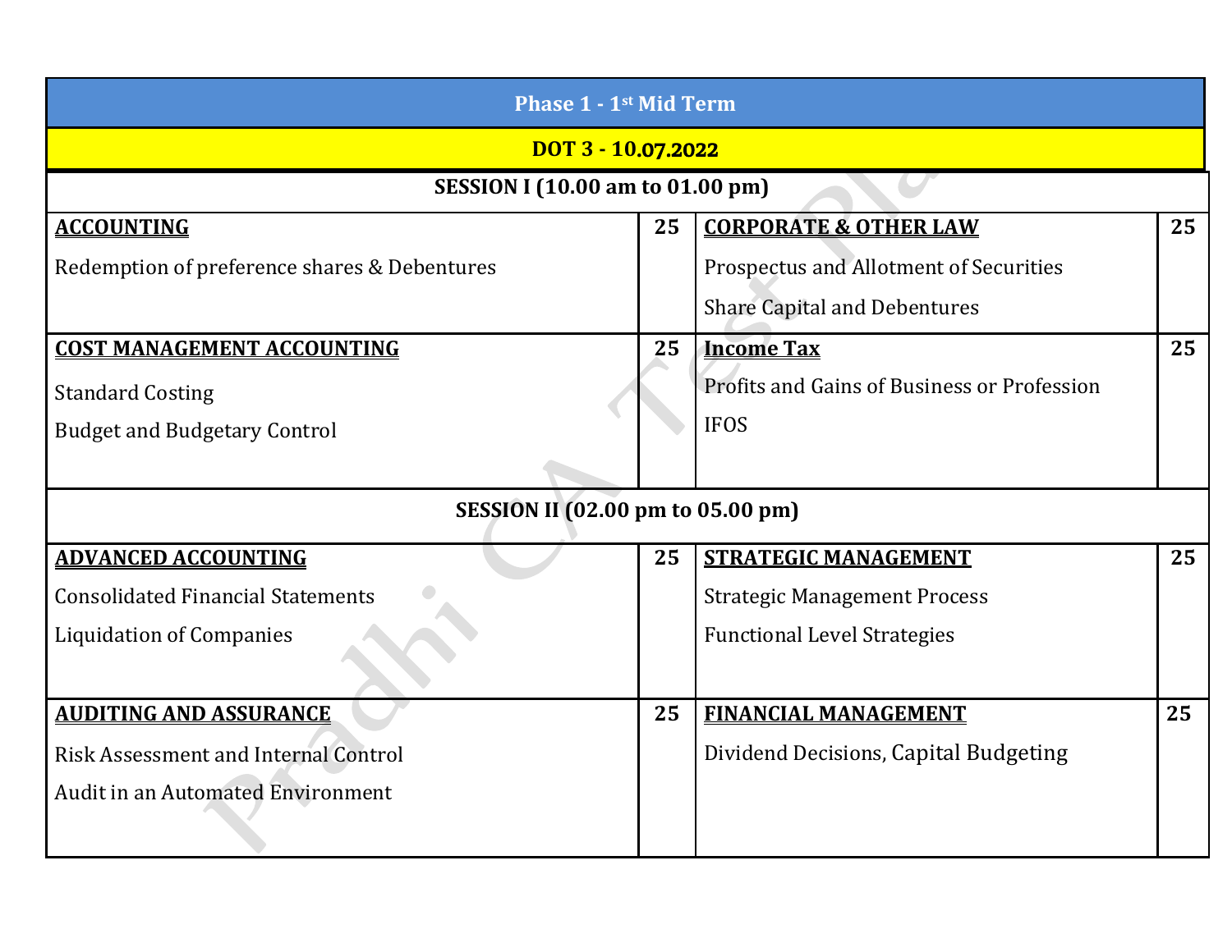| Phase 1 - 1st Mid Term | | | |
|---|---|---|---|
| **DOT 3 - 10.07.2022** | | | |
| **SESSION I (10.00 am to 01.00 pm)** | | | |
| **ACCOUNTING**<br>Redemption of preference shares & Debentures | **25** | **CORPORATE & OTHER LAW**<br>Prospectus and Allotment of Securities<br>Share Capital and Debentures | **25** |
| **COST MANAGEMENT ACCOUNTING**<br>Standard Costing<br>Budget and Budgetary Control | **25** | **Income Tax**<br>Profits and Gains of Business or Profession<br>IFOS | **25** |
| **SESSION II (02.00 pm to 05.00 pm)** | | | |
| **ADVANCED ACCOUNTING**<br>Consolidated Financial Statements<br>Liquidation of Companies | **25** | **STRATEGIC MANAGEMENT**<br>Strategic Management Process<br>Functional Level Strategies | **25** |
| **AUDITING AND ASSURANCE**<br>Risk Assessment and Internal Control<br>Audit in an Automated Environment | **25** | **FINANCIAL MANAGEMENT**<br>Dividend Decisions, Capital Budgeting | **25** |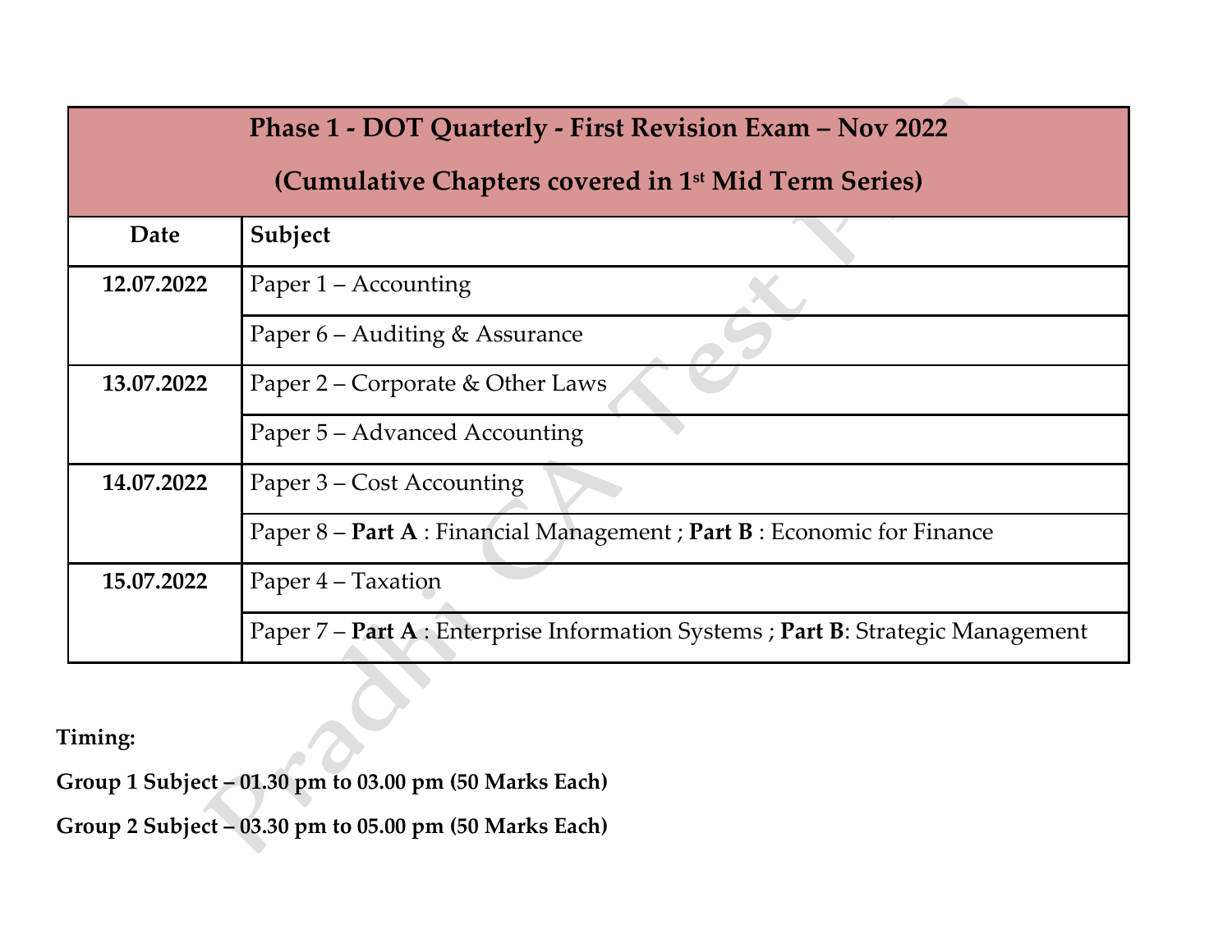| **Phase 1 - DOT Quarterly - First Revision Exam – Nov 2022 (Cumulative Chapters covered in 1st Mid Term Series)** | |
|---|---|
| **Date** | **Subject** |
| **12.07.2022** | Paper 1 – Accounting |
| | Paper 6 – Auditing & Assurance |
| **13.07.2022** | Paper 2 – Corporate & Other Laws |
| | Paper 5 – Advanced Accounting |
| **14.07.2022** | Paper 3 – Cost Accounting |
| | Paper 8 – **Part A** : Financial Management ; **Part B** : Economic for Finance |
| **15.07.2022** | Paper 4 – Taxation |
| | Paper 7 – **Part A** : Enterprise Information Systems ; **Part B**: Strategic Management |

**Timing:**

**Group 1 Subject – 01.30 pm to 03.00 pm (50 Marks Each)**

**Group 2 Subject – 03.30 pm to 05.00 pm (50 Marks Each)**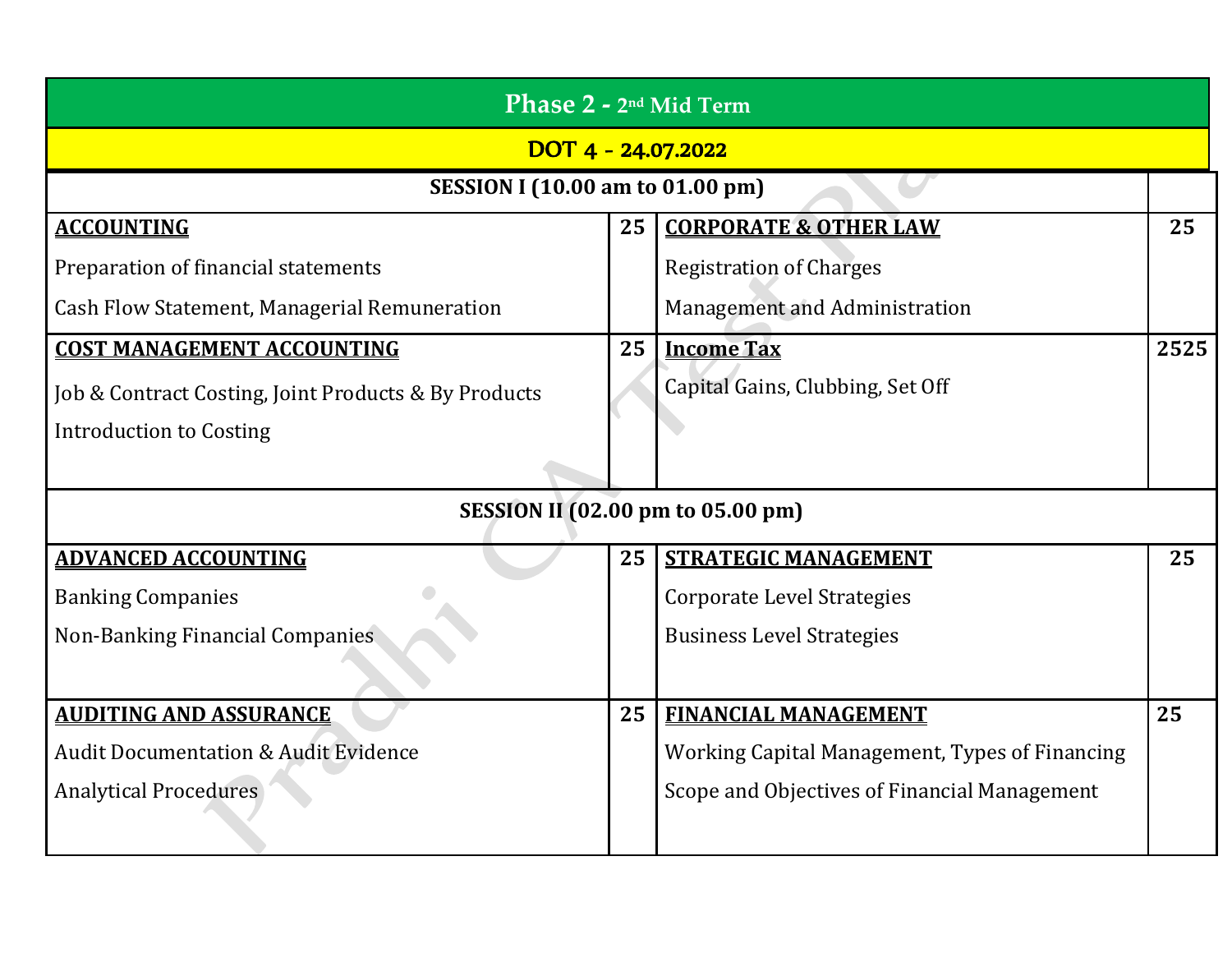| Phase 2 - 2nd Mid Term | | | |
|---|---|---|---|
| **DOT 4 - 24.07.2022** | | | |
| **SESSION I (10.00 am to 01.00 pm)** | | | |
| **ACCOUNTING**<br>Preparation of financial statements<br>Cash Flow Statement, Managerial Remuneration | **25** | **CORPORATE & OTHER LAW**<br>Registration of Charges<br>Management and Administration | **25** |
| **COST MANAGEMENT ACCOUNTING**<br>Job & Contract Costing, Joint Products & By Products<br>Introduction to Costing | **25** | **Income Tax**<br>Capital Gains, Clubbing, Set Off | **2525** |
| **SESSION II (02.00 pm to 05.00 pm)** | | | |
| **ADVANCED ACCOUNTING**<br>Banking Companies<br>Non-Banking Financial Companies | **25** | **STRATEGIC MANAGEMENT**<br>Corporate Level Strategies<br>Business Level Strategies | **25** |
| **AUDITING AND ASSURANCE**<br>Audit Documentation & Audit Evidence<br>Analytical Procedures | **25** | **FINANCIAL MANAGEMENT**<br>Working Capital Management, Types of Financing<br>Scope and Objectives of Financial Management | **25** |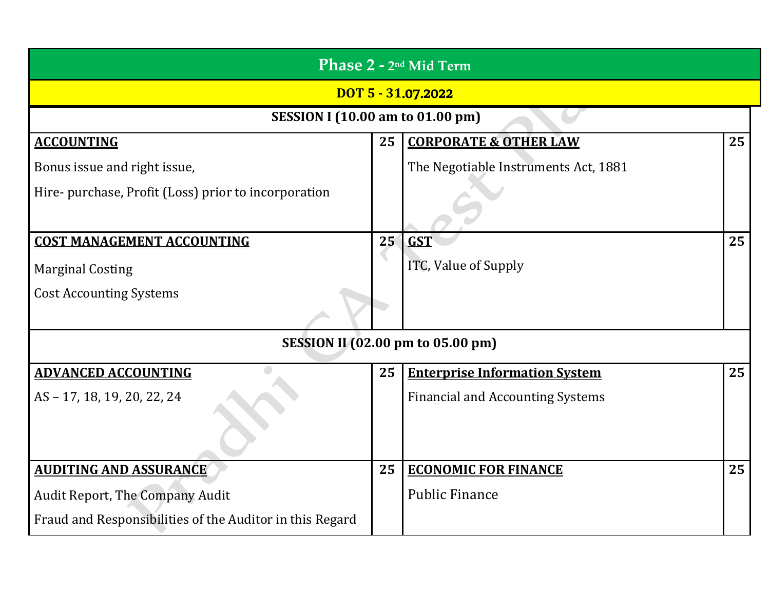| Phase 2 - 2nd Mid Term | | | |
|---|---|---|---|
| **DOT 5 - 31.07.2022** | | | |
| **SESSION I (10.00 am to 01.00 pm)** | | | |
| **ACCOUNTING**<br>Bonus issue and right issue,<br>Hire- purchase, Profit (Loss) prior to incorporation | **25** | **CORPORATE & OTHER LAW**<br>The Negotiable Instruments Act, 1881 | **25** |
| **COST MANAGEMENT ACCOUNTING**<br>Marginal Costing<br>Cost Accounting Systems | **25** | **GST**<br>ITC, Value of Supply | **25** |
| **SESSION II (02.00 pm to 05.00 pm)** | | | |
| **ADVANCED ACCOUNTING**<br>AS – 17, 18, 19, 20, 22, 24 | **25** | **Enterprise Information System**<br>Financial and Accounting Systems | **25** |
| **AUDITING AND ASSURANCE**<br>Audit Report, The Company Audit<br>Fraud and Responsibilities of the Auditor in this Regard | **25** | **ECONOMIC FOR FINANCE**<br>Public Finance | **25** |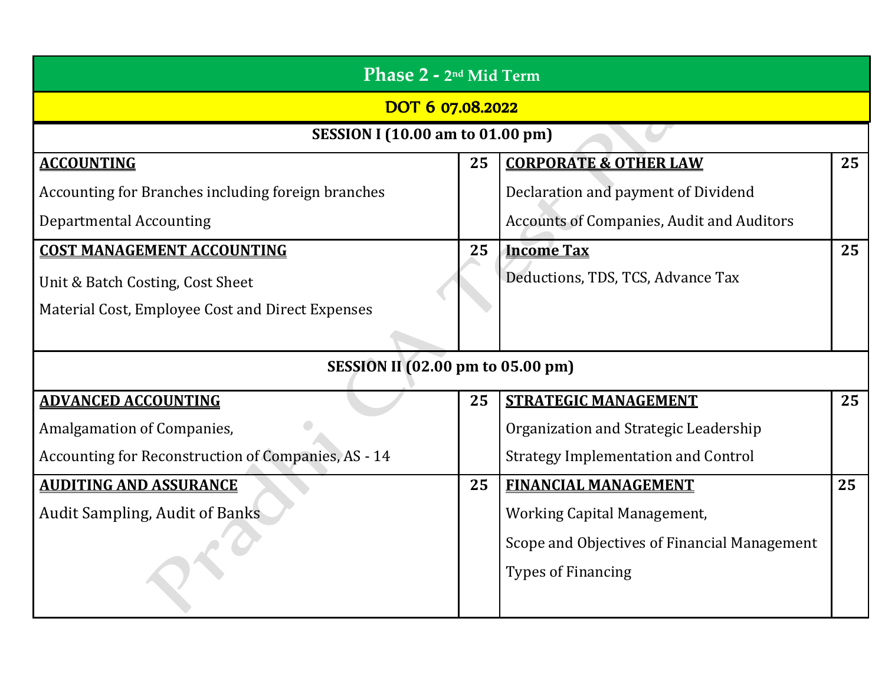| Phase 2 - 2nd Mid Term | | | |
|---|---|---|---|
| **DOT 6 07.08.2022** | | | |
| **SESSION I (10.00 am to 01.00 pm)** | | | |
| **ACCOUNTING**<br>Accounting for Branches including foreign branches<br>Departmental Accounting | **25** | **CORPORATE & OTHER LAW**<br>Declaration and payment of Dividend<br>Accounts of Companies, Audit and Auditors | **25** |
| **COST MANAGEMENT ACCOUNTING**<br>Unit & Batch Costing, Cost Sheet<br>Material Cost, Employee Cost and Direct Expenses | **25** | **Income Tax**<br>Deductions, TDS, TCS, Advance Tax | **25** |
| **SESSION II (02.00 pm to 05.00 pm)** | | | |
| **ADVANCED ACCOUNTING**<br>Amalgamation of Companies,<br>Accounting for Reconstruction of Companies, AS - 14 | **25** | **STRATEGIC MANAGEMENT**<br>Organization and Strategic Leadership<br>Strategy Implementation and Control | **25** |
| **AUDITING AND ASSURANCE**<br>Audit Sampling, Audit of Banks | **25** | **FINANCIAL MANAGEMENT**<br>Working Capital Management,<br>Scope and Objectives of Financial Management<br>Types of Financing | **25** |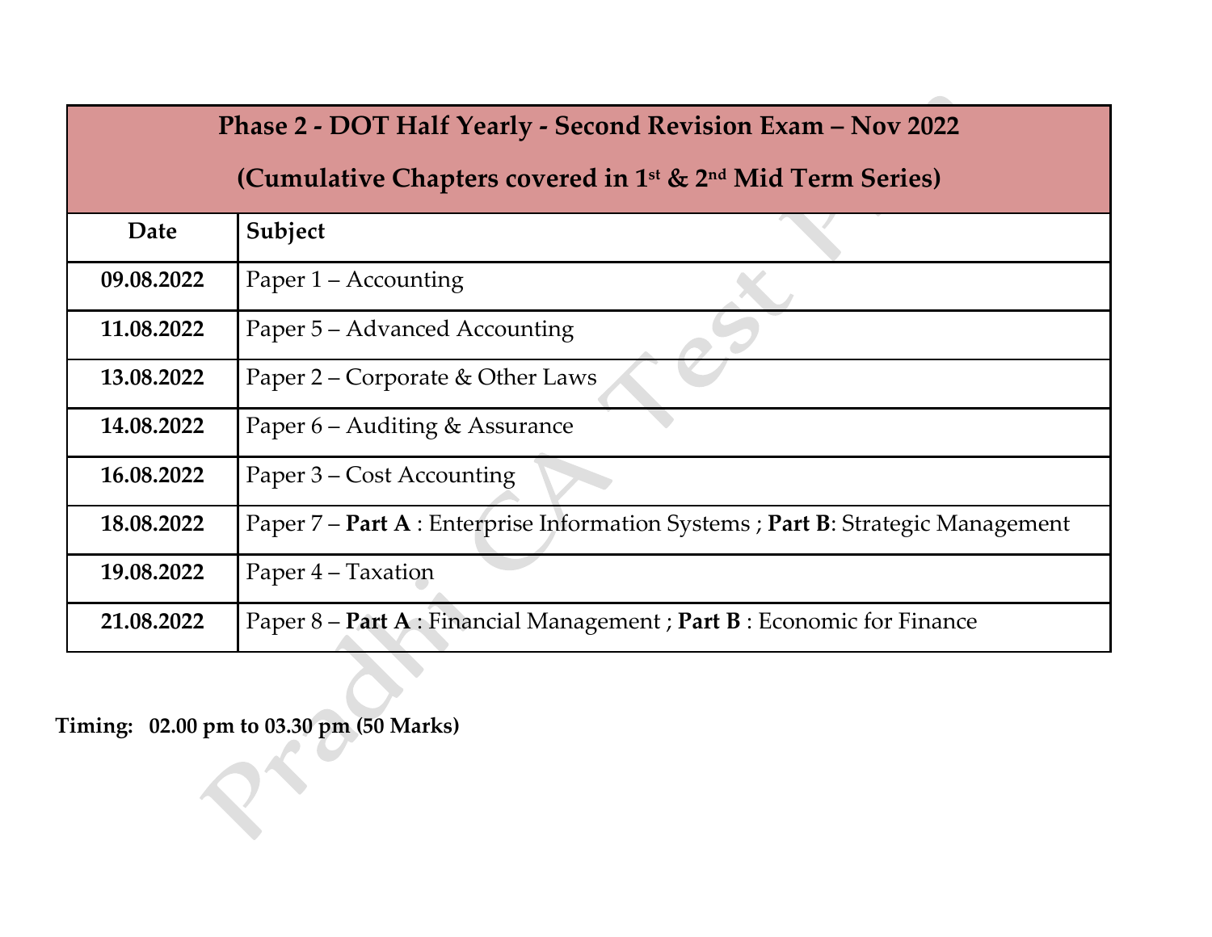| Phase 2 - DOT Half Yearly - Second Revision Exam – Nov 2022<br>(Cumulative Chapters covered in 1st & 2nd Mid Term Series) | |
|---|---|
| **Date** | **Subject** |
| **09.08.2022** | Paper 1 – Accounting |
| **11.08.2022** | Paper 5 – Advanced Accounting |
| **13.08.2022** | Paper 2 – Corporate & Other Laws |
| **14.08.2022** | Paper 6 – Auditing & Assurance |
| **16.08.2022** | Paper 3 – Cost Accounting |
| **18.08.2022** | Paper 7 – **Part A** : Enterprise Information Systems ; **Part B**: Strategic Management |
| **19.08.2022** | Paper 4 – Taxation |
| **21.08.2022** | Paper 8 – **Part A** : Financial Management ; **Part B** : Economic for Finance |

**Timing: 02.00 pm to 03.30 pm (50 Marks)**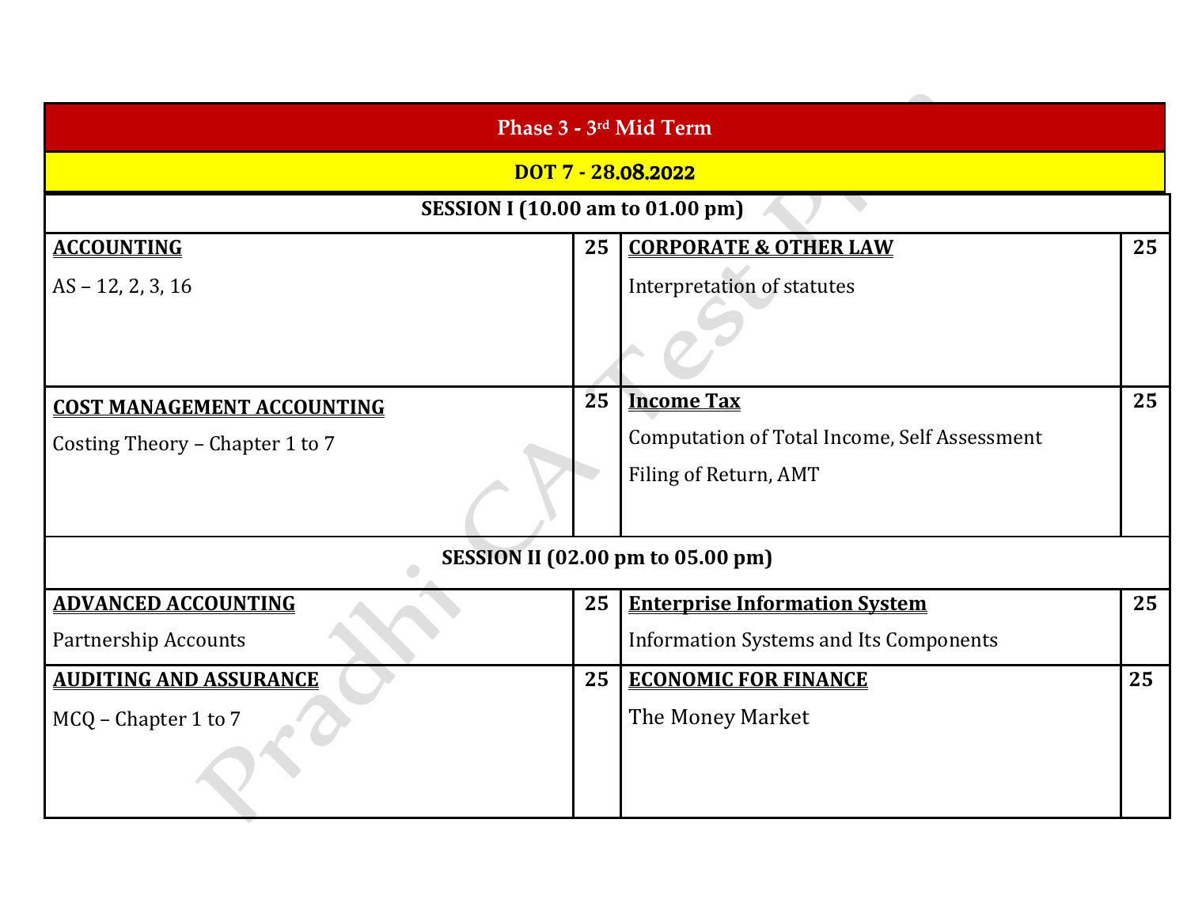| Phase 3 - 3rd Mid Term | | | |
|---|---|---|---|
| **DOT 7 - 28.08.2022** | | | |
| **SESSION I (10.00 am to 01.00 pm)** | | | |
| **ACCOUNTING**<br>AS – 12, 2, 3, 16 | **25** | **CORPORATE & OTHER LAW**<br>Interpretation of statutes | **25** |
| **COST MANAGEMENT ACCOUNTING**<br>Costing Theory – Chapter 1 to 7 | **25** | **Income Tax**<br>Computation of Total Income, Self Assessment<br>Filing of Return, AMT | **25** |
| **SESSION II (02.00 pm to 05.00 pm)** | | | |
| **ADVANCED ACCOUNTING**<br>Partnership Accounts | **25** | **Enterprise Information System**<br>Information Systems and Its Components | **25** |
| **AUDITING AND ASSURANCE**<br>MCQ – Chapter 1 to 7 | **25** | **ECONOMIC FOR FINANCE**<br>The Money Market | **25** |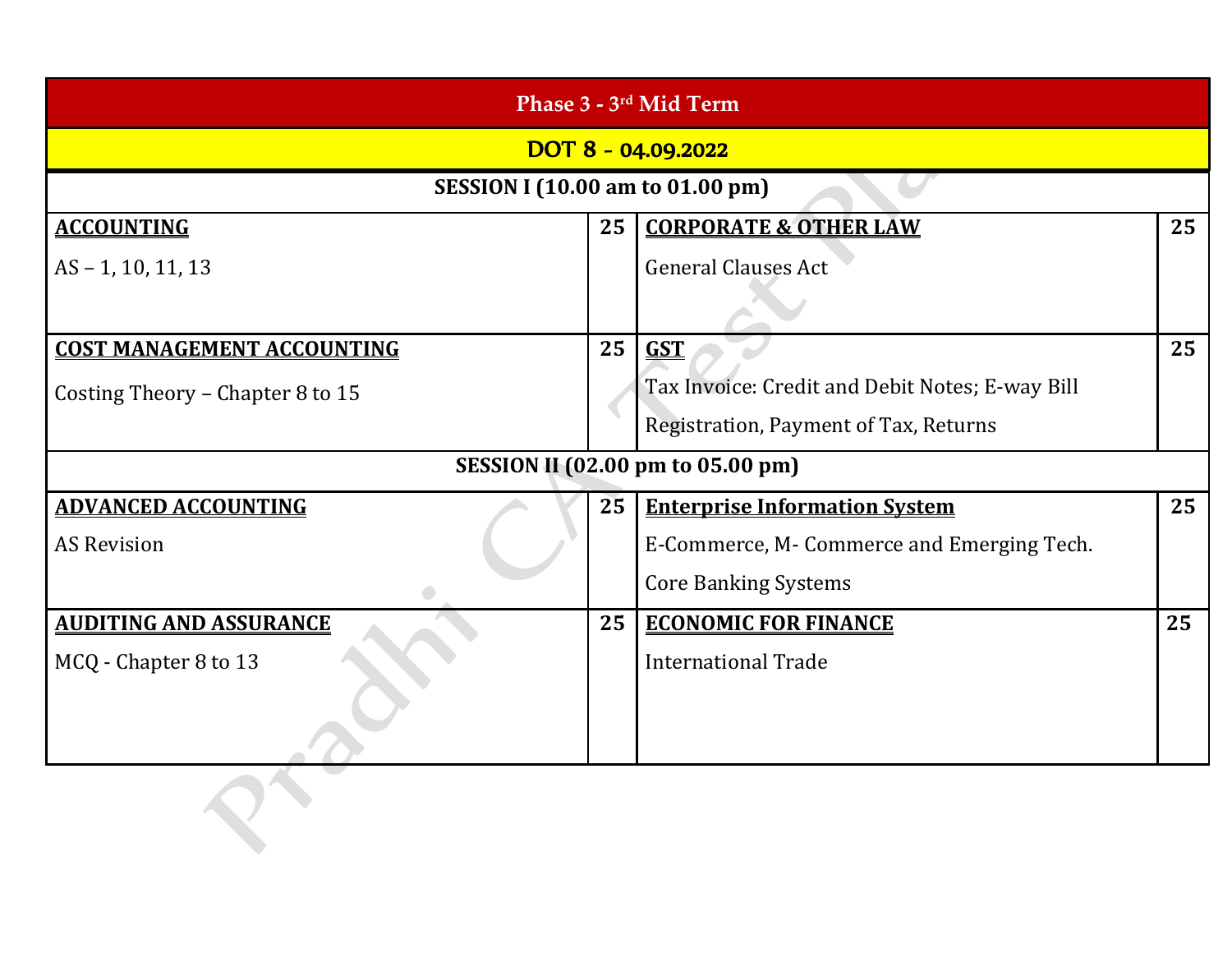| Phase 3 - 3rd Mid Term | | | |
|---|---|---|---|
| **DOT 8 - 04.09.2022** | | | |
| **SESSION I (10.00 am to 01.00 pm)** | | | |
| **ACCOUNTING**<br>AS – 1, 10, 11, 13 | **25** | **CORPORATE & OTHER LAW**<br>General Clauses Act | **25** |
| **COST MANAGEMENT ACCOUNTING**<br>Costing Theory – Chapter 8 to 15 | **25** | **GST**<br>Tax Invoice: Credit and Debit Notes; E-way Bill<br>Registration, Payment of Tax, Returns | **25** |
| **SESSION II (02.00 pm to 05.00 pm)** | | | |
| **ADVANCED ACCOUNTING**<br>AS Revision | **25** | **Enterprise Information System**<br>E-Commerce, M- Commerce and Emerging Tech.<br>Core Banking Systems | **25** |
| **AUDITING AND ASSURANCE**<br>MCQ - Chapter 8 to 13 | **25** | **ECONOMIC FOR FINANCE**<br>International Trade | **25** |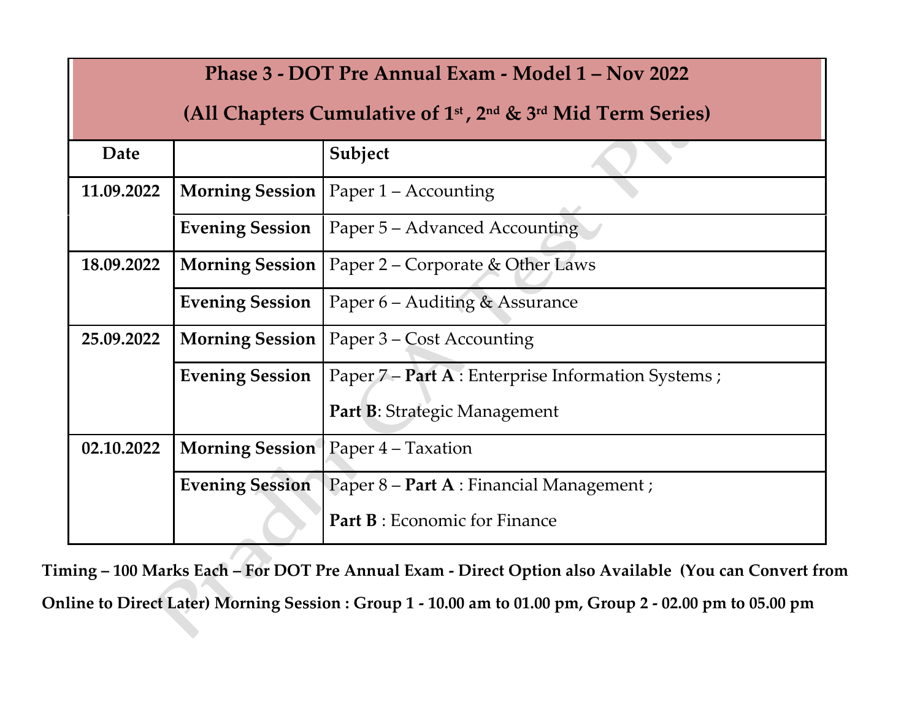| Phase 3 - DOT Pre Annual Exam - Model 1 – Nov 2022 (All Chapters Cumulative of 1st , 2nd & 3rd Mid Term Series) | | |
|---|---|---|
| **Date** | | **Subject** |
| **11.09.2022** | **Morning Session** | Paper 1 – Accounting |
| | **Evening Session** | Paper 5 – Advanced Accounting |
| **18.09.2022** | **Morning Session** | Paper 2 – Corporate & Other Laws |
| | **Evening Session** | Paper 6 – Auditing & Assurance |
| **25.09.2022** | **Morning Session** | Paper 3 – Cost Accounting |
| | **Evening Session** | Paper 7 – **Part A** : Enterprise Information Systems ; **Part B**: Strategic Management |
| **02.10.2022** | **Morning Session** | Paper 4 – Taxation |
| | **Evening Session** | Paper 8 – **Part A** : Financial Management ; **Part B** : Economic for Finance |

**Timing – 100 Marks Each – For DOT Pre Annual Exam - Direct Option also Available (You can Convert from Online to Direct Later) Morning Session : Group 1 - 10.00 am to 01.00 pm, Group 2 - 02.00 pm to 05.00 pm**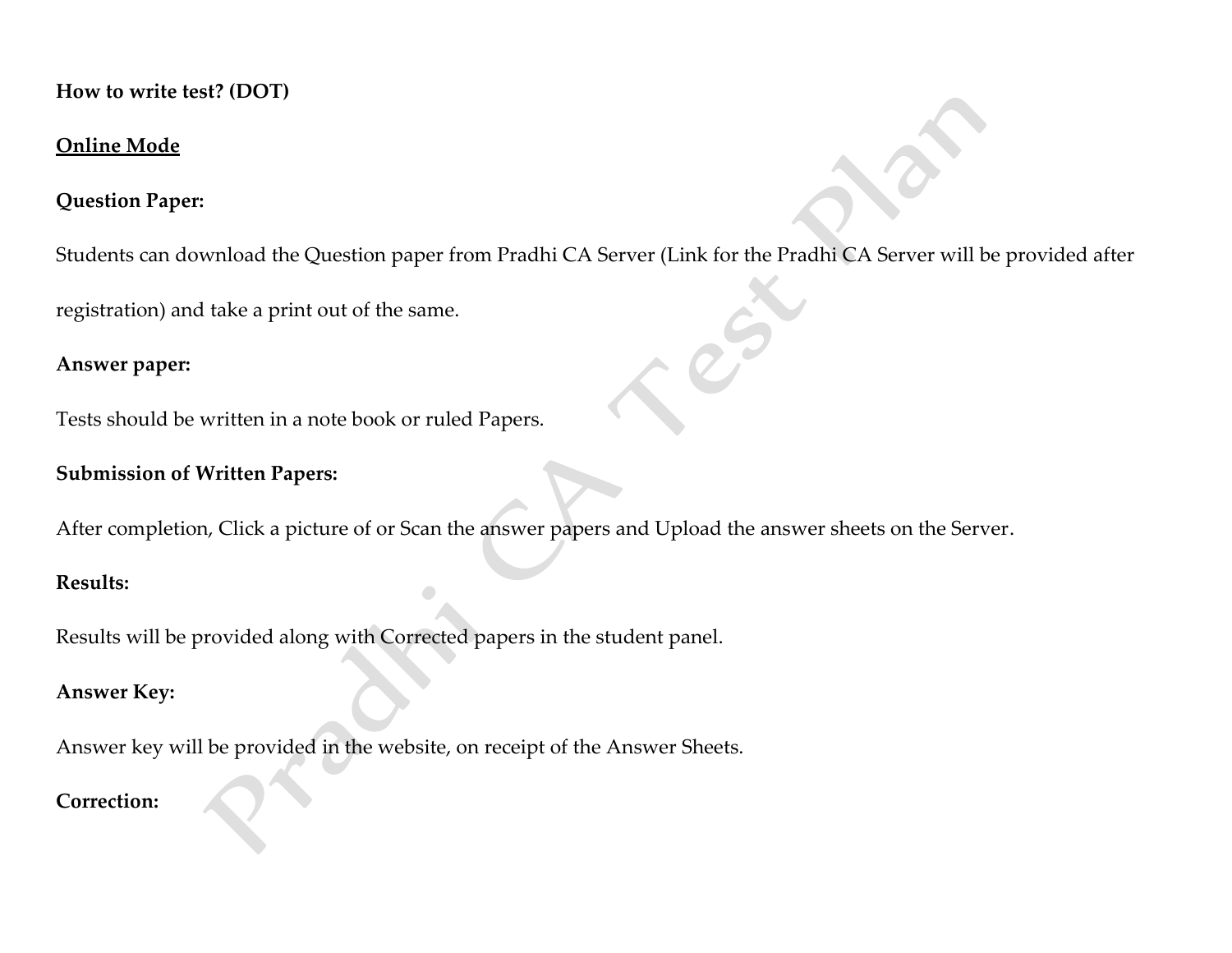**How to write test? (DOT)**

**Online Mode**

**Question Paper:**

Students can download the Question paper from Pradhi CA Server (Link for the Pradhi CA Server will be provided after registration) and take a print out of the same.

**Answer paper:**

Tests should be written in a note book or ruled Papers.

**Submission of Written Papers:**

After completion, Click a picture of or Scan the answer papers and Upload the answer sheets on the Server.

**Results:**

Results will be provided along with Corrected papers in the student panel.

**Answer Key:**

Answer key will be provided in the website, on receipt of the Answer Sheets.

**Correction:**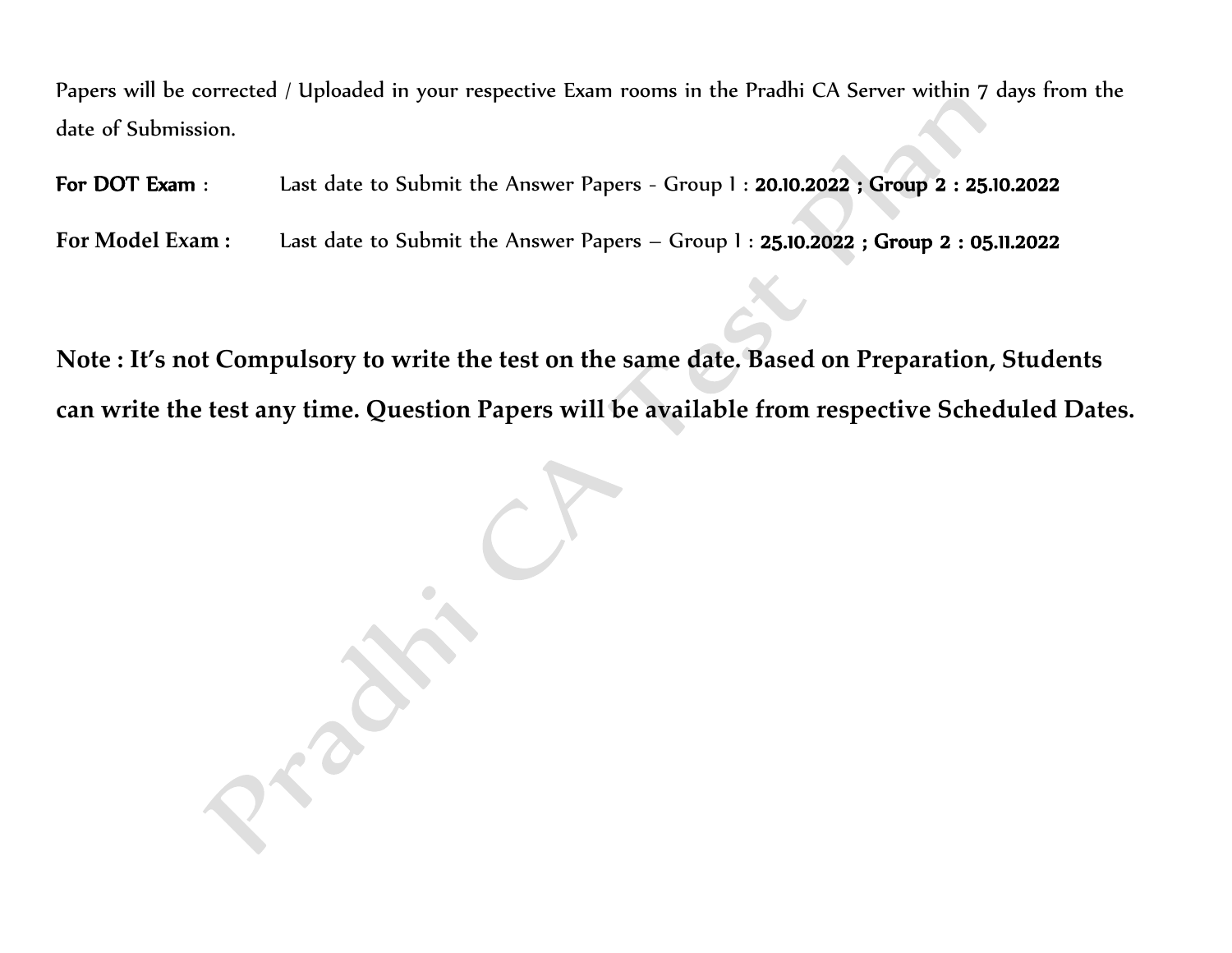Papers will be corrected / Uploaded in your respective Exam rooms in the Pradhi CA Server within 7 days from the date of Submission.

**For DOT Exam** : Last date to Submit the Answer Papers - Group I : **20.10.2022 ; Group 2 : 25.10.2022**

**For Model Exam :** Last date to Submit the Answer Papers – Group I : **25.10.2022 ; Group 2 : 05.11.2022**

**Note : It's not Compulsory to write the test on the same date. Based on Preparation, Students can write the test any time. Question Papers will be available from respective Scheduled Dates.**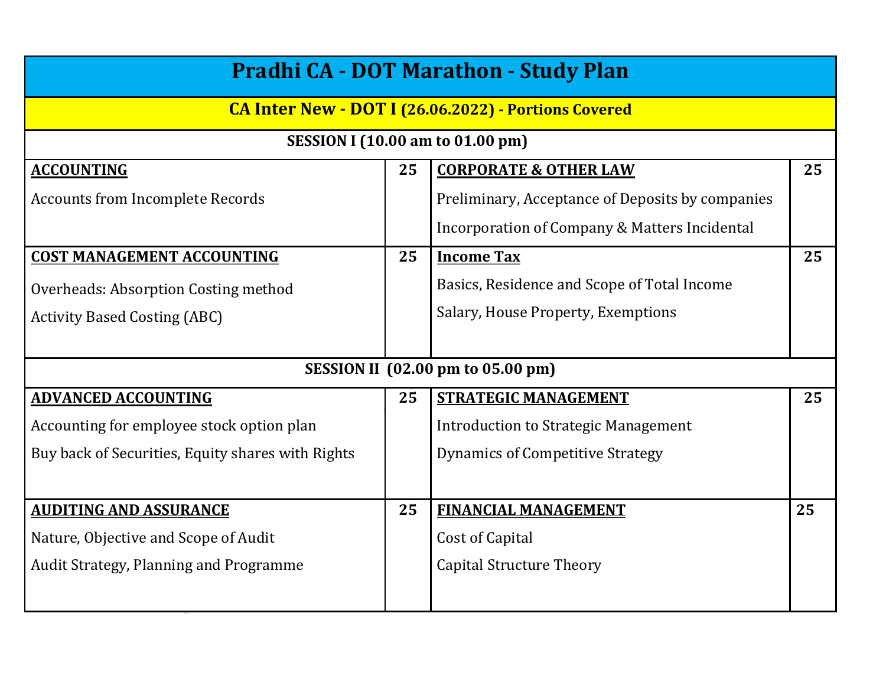# Pradhi CA - DOT Marathon - Study Plan

## CA Inter New - DOT I (26.06.2022) - Portions Covered

| SESSION I (10.00 am to 01.00 pm) | | | |
|---|---|---|---|
| **ACCOUNTING**<br>Accounts from Incomplete Records | **25** | **CORPORATE & OTHER LAW**<br>Preliminary, Acceptance of Deposits by companies<br>Incorporation of Company & Matters Incidental | **25** |
| **COST MANAGEMENT ACCOUNTING**<br>Overheads: Absorption Costing method<br>Activity Based Costing (ABC) | **25** | **Income Tax**<br>Basics, Residence and Scope of Total Income<br>Salary, House Property, Exemptions | **25** |
| **SESSION II (02.00 pm to 05.00 pm)** | | | |
| **ADVANCED ACCOUNTING**<br>Accounting for employee stock option plan<br>Buy back of Securities, Equity shares with Rights | **25** | **STRATEGIC MANAGEMENT**<br>Introduction to Strategic Management<br>Dynamics of Competitive Strategy | **25** |
| **AUDITING AND ASSURANCE**<br>Nature, Objective and Scope of Audit<br>Audit Strategy, Planning and Programme | **25** | **FINANCIAL MANAGEMENT**<br>Cost of Capital<br>Capital Structure Theory | **25** |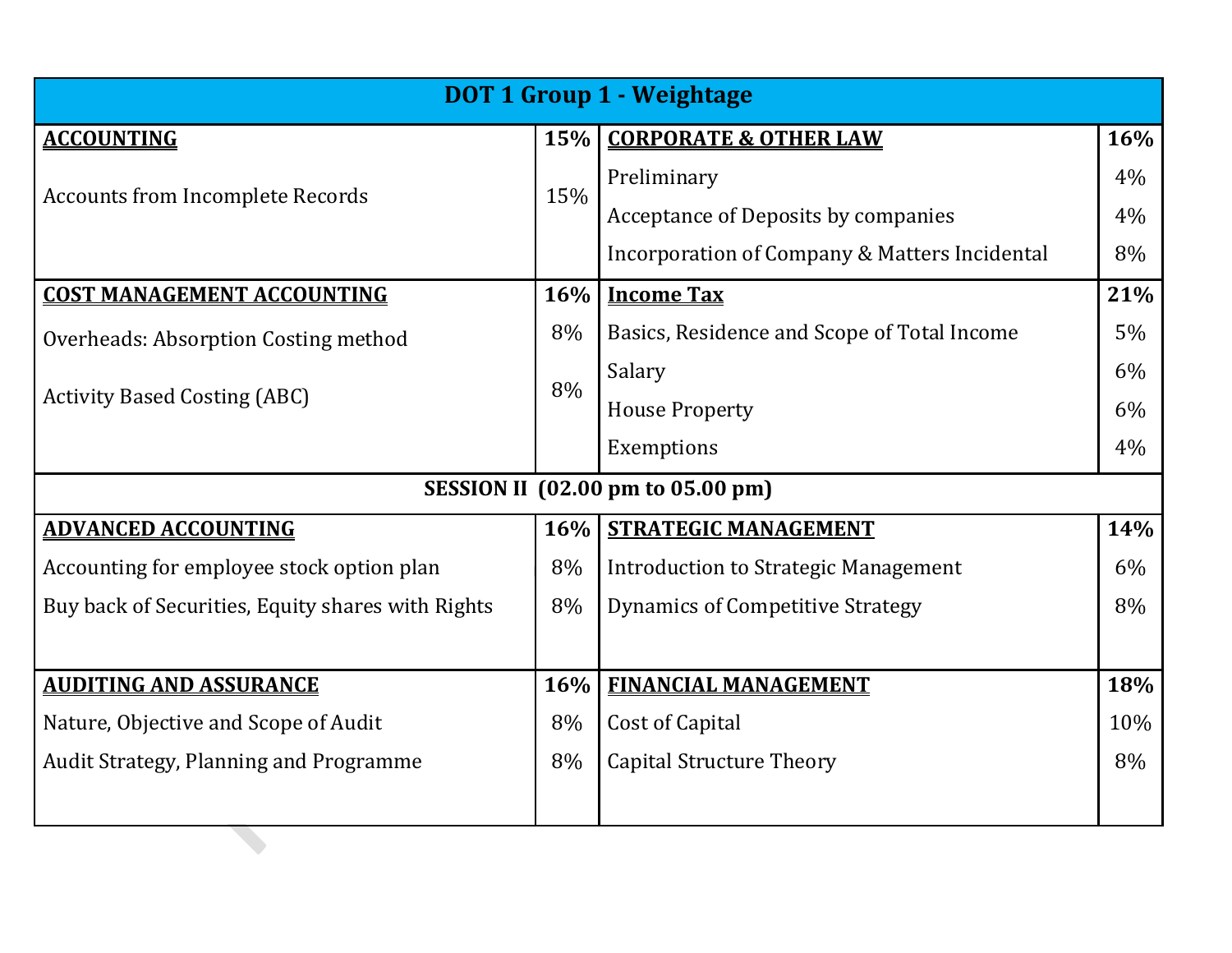| DOT 1 Group 1 - Weightage | | | |
|---|---|---|---|
| **ACCOUNTING** | **15%** | **CORPORATE & OTHER LAW** | **16%** |
| Accounts from Incomplete Records | 15% | Preliminary | 4% |
| | | Acceptance of Deposits by companies | 4% |
| | | Incorporation of Company & Matters Incidental | 8% |
| **COST MANAGEMENT ACCOUNTING** | **16%** | **Income Tax** | **21%** |
| Overheads: Absorption Costing method | 8% | Basics, Residence and Scope of Total Income | 5% |
| Activity Based Costing (ABC) | 8% | Salary | 6% |
| | | House Property | 6% |
| | | Exemptions | 4% |
| **SESSION II (02.00 pm to 05.00 pm)** | | | |
| **ADVANCED ACCOUNTING** | **16%** | **STRATEGIC MANAGEMENT** | **14%** |
| Accounting for employee stock option plan | 8% | Introduction to Strategic Management | 6% |
| Buy back of Securities, Equity shares with Rights | 8% | Dynamics of Competitive Strategy | 8% |
| **AUDITING AND ASSURANCE** | **16%** | **FINANCIAL MANAGEMENT** | **18%** |
| Nature, Objective and Scope of Audit | 8% | Cost of Capital | 10% |
| Audit Strategy, Planning and Programme | 8% | Capital Structure Theory | 8% |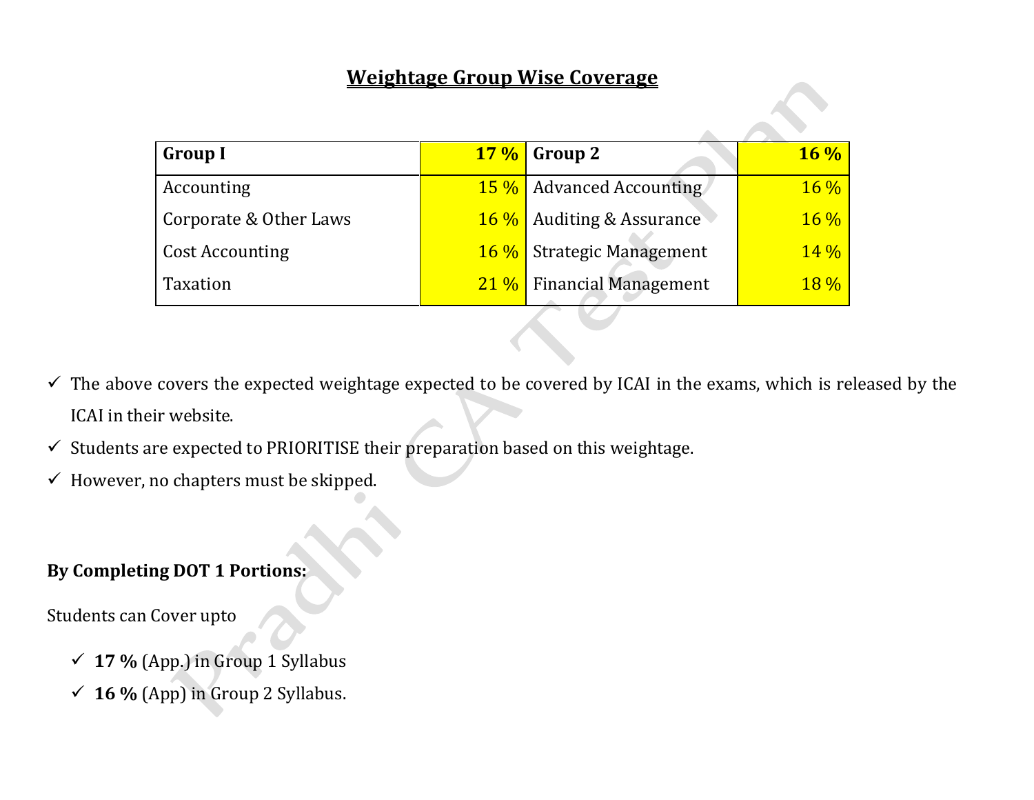## Weightage Group Wise Coverage

| Group I | 17 % | Group 2 | 16 % |
|---|---|---|---|
| Accounting | 15 % | Advanced Accounting | 16 % |
| Corporate & Other Laws | 16 % | Auditing & Assurance | 16 % |
| Cost Accounting | 16 % | Strategic Management | 14 % |
| Taxation | 21 % | Financial Management | 18 % |

- ✓ The above covers the expected weightage expected to be covered by ICAI in the exams, which is released by the ICAI in their website.
- ✓ Students are expected to PRIORITISE their preparation based on this weightage.
- ✓ However, no chapters must be skipped.

**By Completing DOT 1 Portions:**

Students can Cover upto

- ✓ **17 %** (App.) in Group 1 Syllabus
- ✓ **16 %** (App) in Group 2 Syllabus.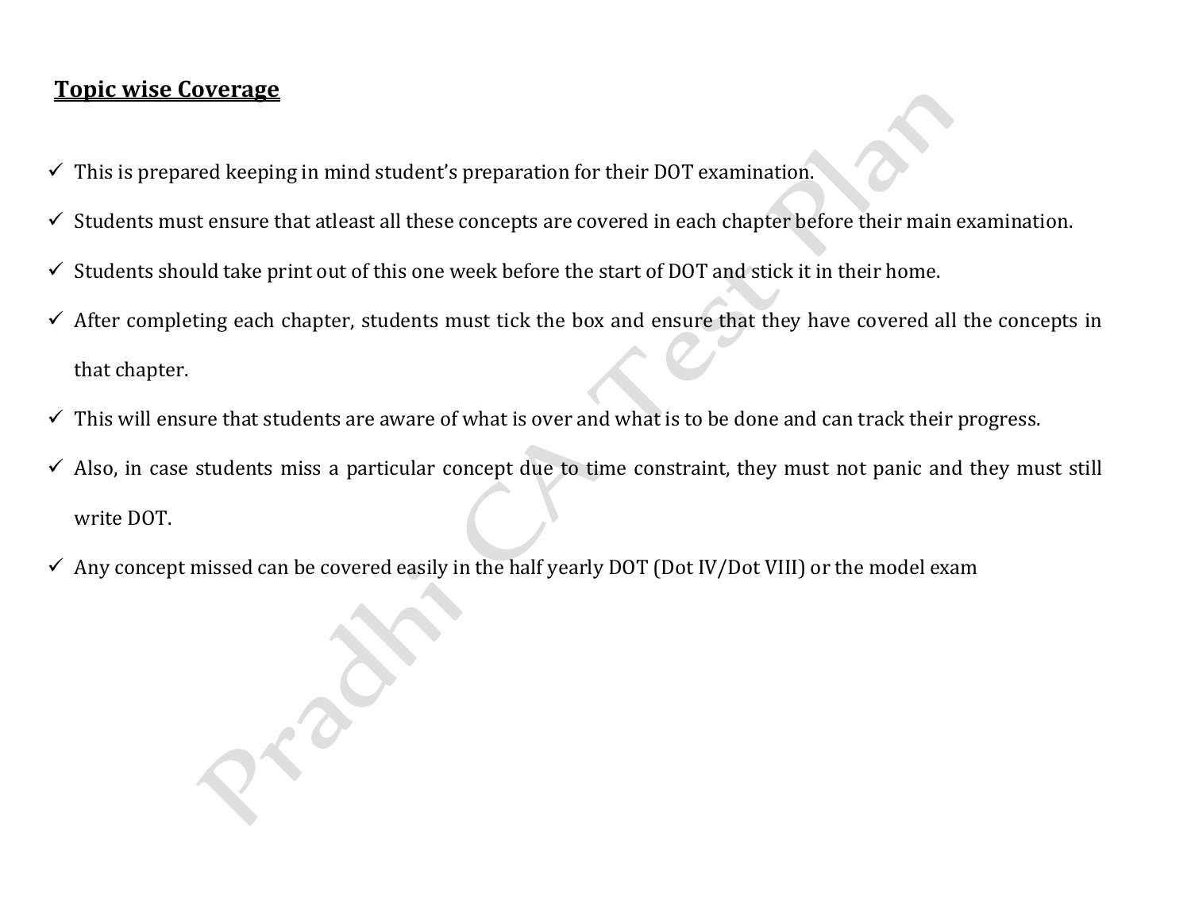## Topic wise Coverage

- ✓ This is prepared keeping in mind student's preparation for their DOT examination.
- ✓ Students must ensure that atleast all these concepts are covered in each chapter before their main examination.
- ✓ Students should take print out of this one week before the start of DOT and stick it in their home.
- ✓ After completing each chapter, students must tick the box and ensure that they have covered all the concepts in that chapter.
- ✓ This will ensure that students are aware of what is over and what is to be done and can track their progress.
- ✓ Also, in case students miss a particular concept due to time constraint, they must not panic and they must still write DOT.
- ✓ Any concept missed can be covered easily in the half yearly DOT (Dot IV/Dot VIII) or the model exam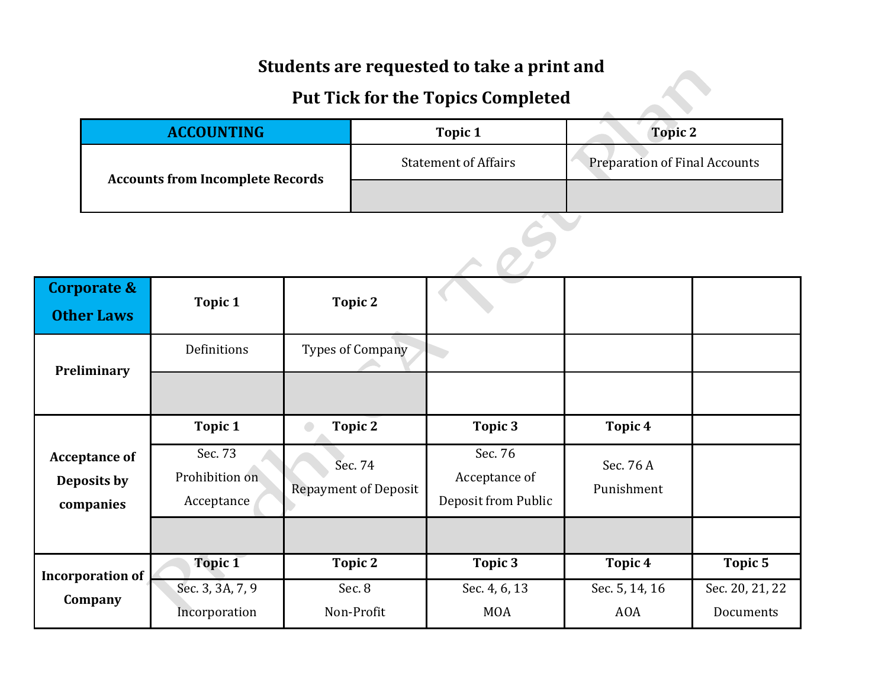**Students are requested to take a print and**

**Put Tick for the Topics Completed**

| **ACCOUNTING** | **Topic 1** | **Topic 2** |
|---|---|---|
| **Accounts from Incomplete Records** | Statement of Affairs | Preparation of Final Accounts |
| | | |

| **Corporate & Other Laws** | **Topic 1** | **Topic 2** | | | |
|---|---|---|---|---|---|
| **Preliminary** | Definitions | Types of Company | | | |
| | | | | | |
| **Acceptance of Deposits by companies** | **Topic 1** | **Topic 2** | **Topic 3** | **Topic 4** | |
| | Sec. 73 Prohibition on Acceptance | Sec. 74 Repayment of Deposit | Sec. 76 Acceptance of Deposit from Public | Sec. 76 A Punishment | |
| | | | | | |
| **Incorporation of Company** | **Topic 1** | **Topic 2** | **Topic 3** | **Topic 4** | **Topic 5** |
| | Sec. 3, 3A, 7, 9 Incorporation | Sec. 8 Non-Profit | Sec. 4, 6, 13 MOA | Sec. 5, 14, 16 AOA | Sec. 20, 21, 22 Documents |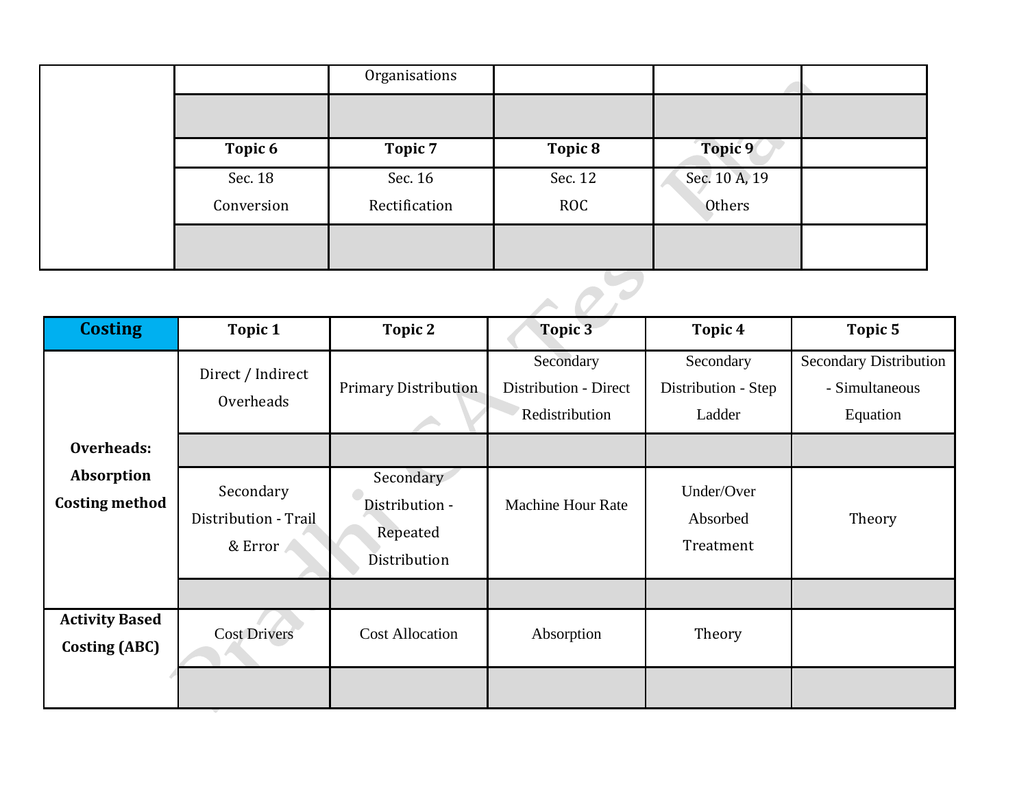| | | | | | |
|---|---|---|---|---|---|
| | | Organisations | | | |
| | | | | | |
| | Topic 6 | Topic 7 | Topic 8 | Topic 9 | |
| | Sec. 18 Conversion | Sec. 16 Rectification | Sec. 12 ROC | Sec. 10 A, 19 Others | |
| | | | | | |

| Costing | Topic 1 | Topic 2 | Topic 3 | Topic 4 | Topic 5 |
|---|---|---|---|---|---|
| **Overheads: Absorption Costing method** | Direct / Indirect Overheads | Primary Distribution | Secondary Distribution - Direct Redistribution | Secondary Distribution - Step Ladder | Secondary Distribution - Simultaneous Equation |
| | | | | | |
| | Secondary Distribution - Trail & Error | Secondary Distribution - Repeated Distribution | Machine Hour Rate | Under/Over Absorbed Treatment | Theory |
| | | | | | |
| **Activity Based Costing (ABC)** | Cost Drivers | Cost Allocation | Absorption | Theory | |
| | | | | | |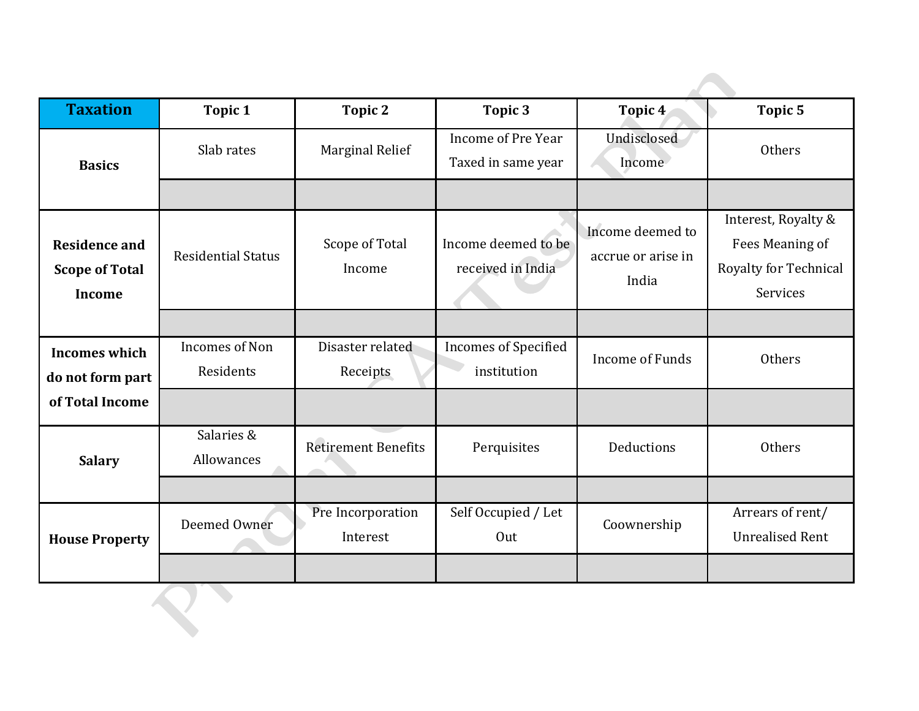| Taxation | Topic 1 | Topic 2 | Topic 3 | Topic 4 | Topic 5 |
|---|---|---|---|---|---|
| **Basics** | Slab rates | Marginal Relief | Income of Pre Year Taxed in same year | Undisclosed Income | Others |
| | | | | | |
| **Residence and Scope of Total Income** | Residential Status | Scope of Total Income | Income deemed to be received in India | Income deemed to accrue or arise in India | Interest, Royalty & Fees Meaning of Royalty for Technical Services |
| | | | | | |
| **Incomes which do not form part of Total Income** | Incomes of Non Residents | Disaster related Receipts | Incomes of Specified institution | Income of Funds | Others |
| | | | | | |
| **Salary** | Salaries & Allowances | Retirement Benefits | Perquisites | Deductions | Others |
| | | | | | |
| **House Property** | Deemed Owner | Pre Incorporation Interest | Self Occupied / Let Out | Coownership | Arrears of rent/ Unrealised Rent |
| | | | | | |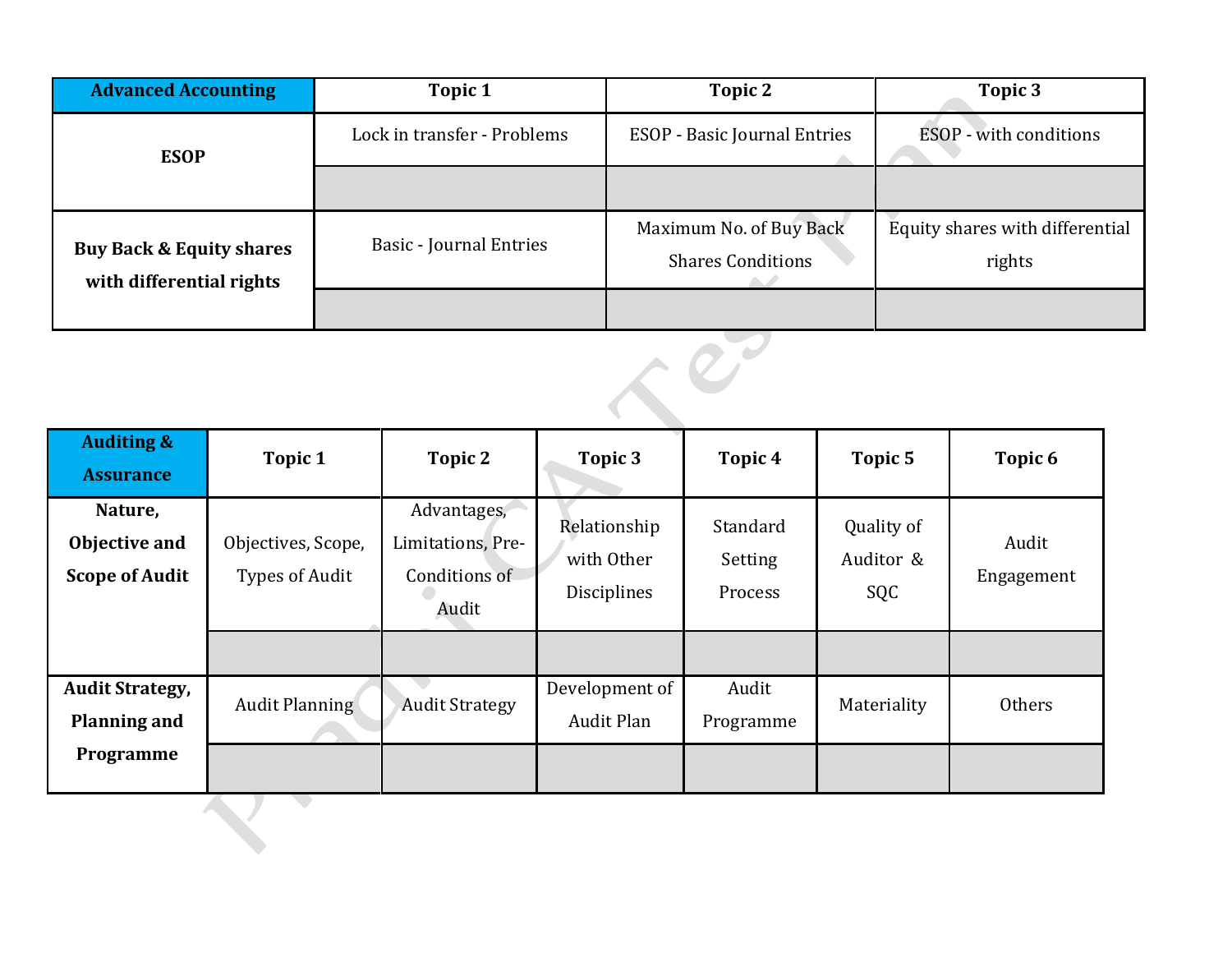| Advanced Accounting | Topic 1 | Topic 2 | Topic 3 |
|---|---|---|---|
| **ESOP** | Lock in transfer - Problems | ESOP - Basic Journal Entries | ESOP - with conditions |
| | | | |
| **Buy Back & Equity shares with differential rights** | Basic - Journal Entries | Maximum No. of Buy Back Shares Conditions | Equity shares with differential rights |
| | | | |

| Auditing & Assurance | Topic 1 | Topic 2 | Topic 3 | Topic 4 | Topic 5 | Topic 6 |
|---|---|---|---|---|---|---|
| **Nature, Objective and Scope of Audit** | Objectives, Scope, Types of Audit | Advantages, Limitations, Pre-Conditions of Audit | Relationship with Other Disciplines | Standard Setting Process | Quality of Auditor & SQC | Audit Engagement |
| | | | | | | |
| **Audit Strategy, Planning and Programme** | Audit Planning | Audit Strategy | Development of Audit Plan | Audit Programme | Materiality | Others |
| | | | | | | |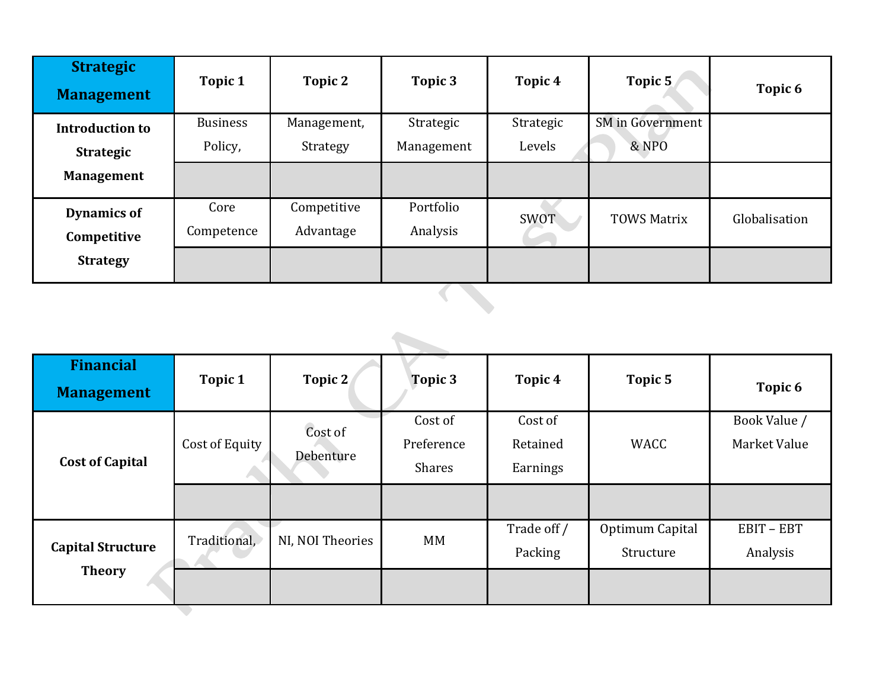| Strategic Management | Topic 1 | Topic 2 | Topic 3 | Topic 4 | Topic 5 | Topic 6 |
|---|---|---|---|---|---|---|
| Introduction to Strategic Management | Business Policy, | Management, Strategy | Strategic Management | Strategic Levels | SM in Government & NPO | |
| | | | | | | |
| Dynamics of Competitive Strategy | Core Competence | Competitive Advantage | Portfolio Analysis | SWOT | TOWS Matrix | Globalisation |
| | | | | | | |

| Financial Management | Topic 1 | Topic 2 | Topic 3 | Topic 4 | Topic 5 | Topic 6 |
|---|---|---|---|---|---|---|
| Cost of Capital | Cost of Equity | Cost of Debenture | Cost of Preference Shares | Cost of Retained Earnings | WACC | Book Value / Market Value |
| | | | | | | |
| Capital Structure Theory | Traditional, | NI, NOI Theories | MM | Trade off / Packing | Optimum Capital Structure | EBIT – EBT Analysis |
| | | | | | | |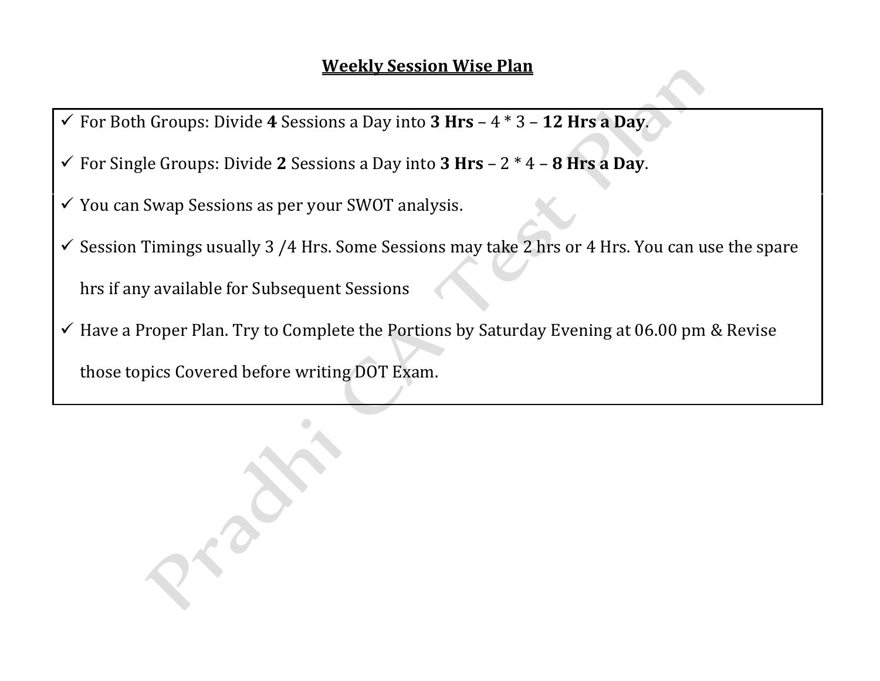## Weekly Session Wise Plan

- ✓ For Both Groups: Divide **4** Sessions a Day into **3 Hrs** – 4 * 3 – **12 Hrs a Day**.
- ✓ For Single Groups: Divide **2** Sessions a Day into **3 Hrs** – 2 * 4 – **8 Hrs a Day**.
- ✓ You can Swap Sessions as per your SWOT analysis.
- ✓ Session Timings usually 3 /4 Hrs. Some Sessions may take 2 hrs or 4 Hrs. You can use the spare hrs if any available for Subsequent Sessions
- ✓ Have a Proper Plan. Try to Complete the Portions by Saturday Evening at 06.00 pm & Revise those topics Covered before writing DOT Exam.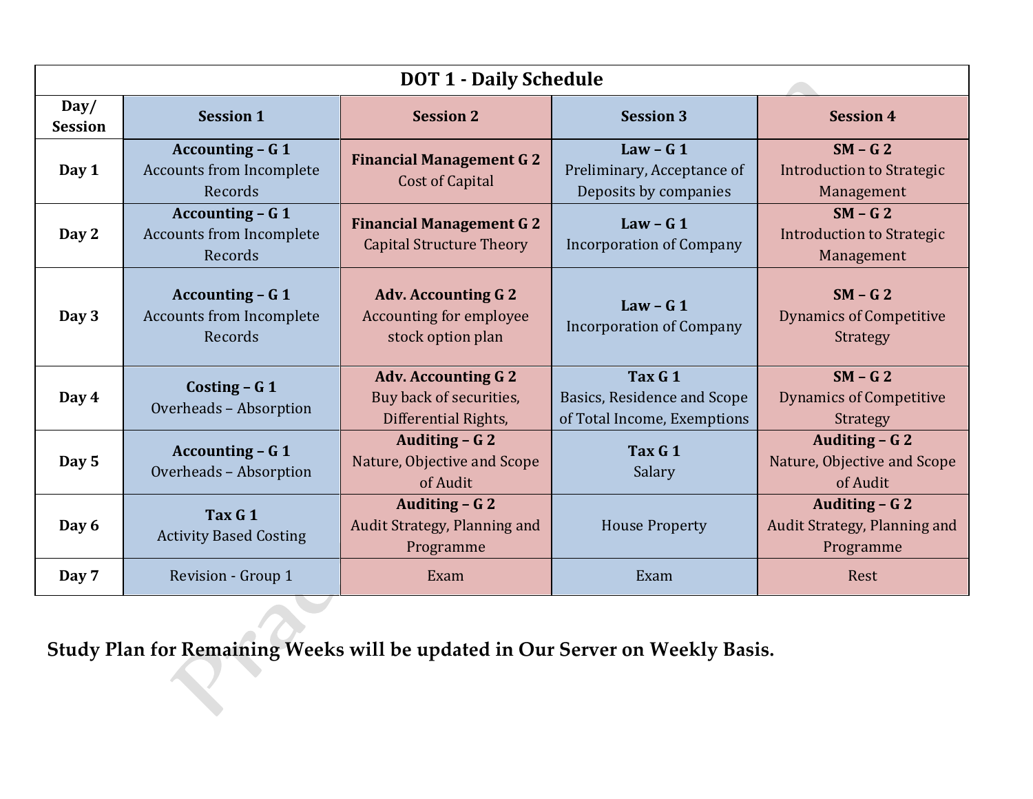| DOT 1 - Daily Schedule | | | | |
|---|---|---|---|---|
| **Day/ Session** | **Session 1** | **Session 2** | **Session 3** | **Session 4** |
| **Day 1** | **Accounting – G 1** Accounts from Incomplete Records | **Financial Management G 2** Cost of Capital | **Law – G 1** Preliminary, Acceptance of Deposits by companies | **SM – G 2** Introduction to Strategic Management |
| **Day 2** | **Accounting – G 1** Accounts from Incomplete Records | **Financial Management G 2** Capital Structure Theory | **Law – G 1** Incorporation of Company | **SM – G 2** Introduction to Strategic Management |
| **Day 3** | **Accounting – G 1** Accounts from Incomplete Records | **Adv. Accounting G 2** Accounting for employee stock option plan | **Law – G 1** Incorporation of Company | **SM – G 2** Dynamics of Competitive Strategy |
| **Day 4** | **Costing – G 1** Overheads – Absorption | **Adv. Accounting G 2** Buy back of securities, Differential Rights, | **Tax G 1** Basics, Residence and Scope of Total Income, Exemptions | **SM – G 2** Dynamics of Competitive Strategy |
| **Day 5** | **Accounting – G 1** Overheads – Absorption | **Auditing – G 2** Nature, Objective and Scope of Audit | **Tax G 1** Salary | **Auditing – G 2** Nature, Objective and Scope of Audit |
| **Day 6** | **Tax G 1** Activity Based Costing | **Auditing – G 2** Audit Strategy, Planning and Programme | House Property | **Auditing – G 2** Audit Strategy, Planning and Programme |
| **Day 7** | Revision - Group 1 | Exam | Exam | Rest |

**Study Plan for Remaining Weeks will be updated in Our Server on Weekly Basis.**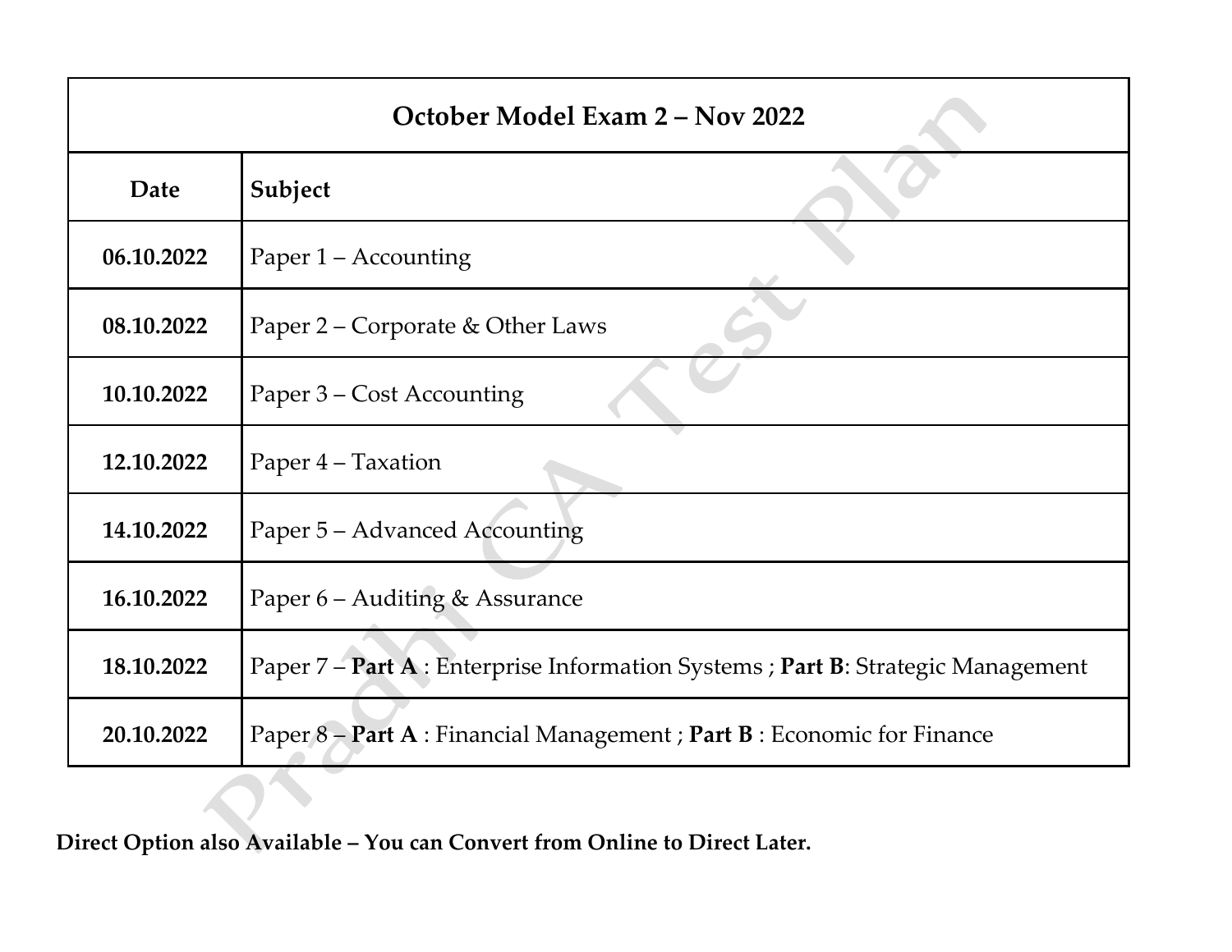| October Model Exam 2 – Nov 2022 | |
|---|---|
| **Date** | **Subject** |
| **06.10.2022** | Paper 1 – Accounting |
| **08.10.2022** | Paper 2 – Corporate & Other Laws |
| **10.10.2022** | Paper 3 – Cost Accounting |
| **12.10.2022** | Paper 4 – Taxation |
| **14.10.2022** | Paper 5 – Advanced Accounting |
| **16.10.2022** | Paper 6 – Auditing & Assurance |
| **18.10.2022** | Paper 7 – **Part A** : Enterprise Information Systems ; **Part B**: Strategic Management |
| **20.10.2022** | Paper 8 – **Part A** : Financial Management ; **Part B** : Economic for Finance |

**Direct Option also Available – You can Convert from Online to Direct Later.**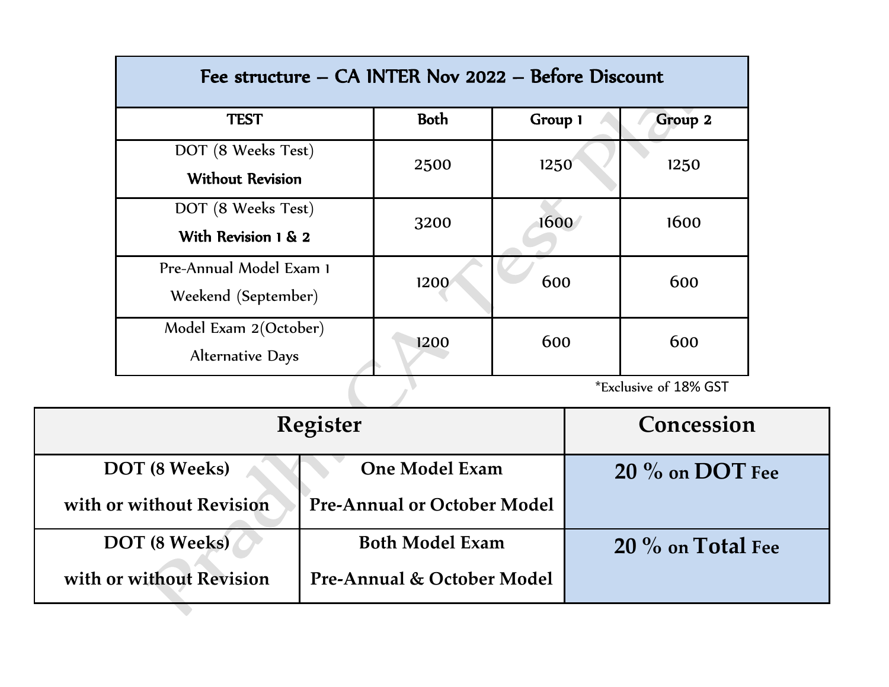| Fee structure – CA INTER Nov 2022 – Before Discount | | | |
|---|---|---|---|
| **TEST** | **Both** | **Group 1** | **Group 2** |
| DOT (8 Weeks Test) **Without Revision** | 2500 | 1250 | 1250 |
| DOT (8 Weeks Test) **With Revision 1 & 2** | 3200 | 1600 | 1600 |
| Pre-Annual Model Exam 1 Weekend (September) | 1200 | 600 | 600 |
| Model Exam 2(October) Alternative Days | 1200 | 600 | 600 |

*Exclusive of 18% GST

| **Register** | | **Concession** |
|---|---|---|
| **DOT (8 Weeks) with or without Revision** | **One Model Exam Pre-Annual or October Model** | **20 % on DOT Fee** |
| **DOT (8 Weeks) with or without Revision** | **Both Model Exam Pre-Annual & October Model** | **20 % on Total Fee** |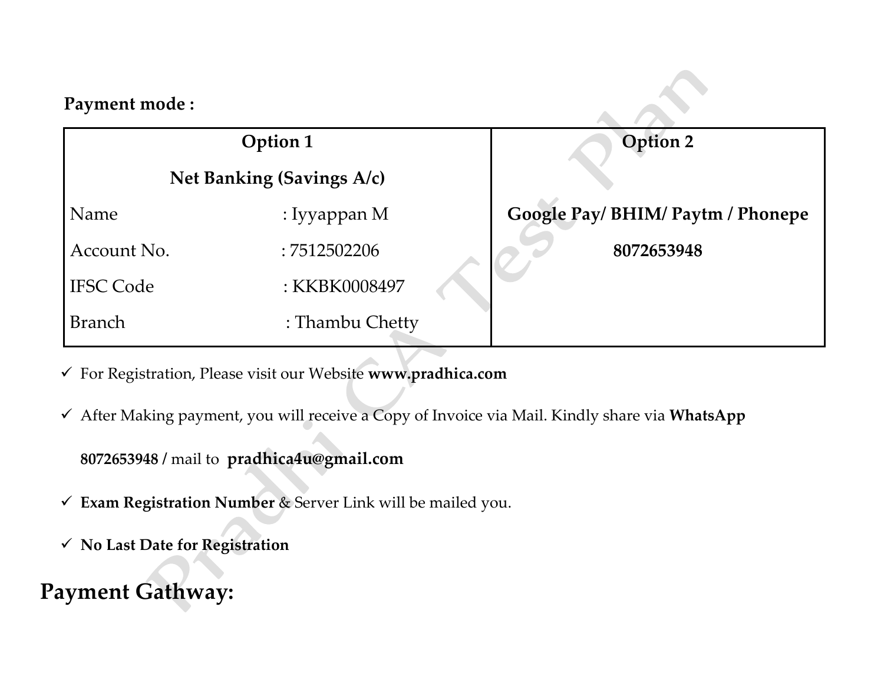**Payment mode :**

| Option 1 | | Option 2 |
|---|---|---|
| **Net Banking (Savings A/c)** | | |
| Name | : Iyyappan M | **Google Pay/ BHIM/ Paytm / Phonepe** |
| Account No. | : 7512502206 | **8072653948** |
| IFSC Code | : KKBK0008497 | |
| Branch | : Thambu Chetty | |

- ✓ For Registration, Please visit our Website **www.pradhica.com**
- ✓ After Making payment, you will receive a Copy of Invoice via Mail. Kindly share via **WhatsApp 8072653948 /** mail to **pradhica4u@gmail.com**
- ✓ **Exam Registration Number** & Server Link will be mailed you.
- ✓ **No Last Date for Registration**

## Payment Gathway: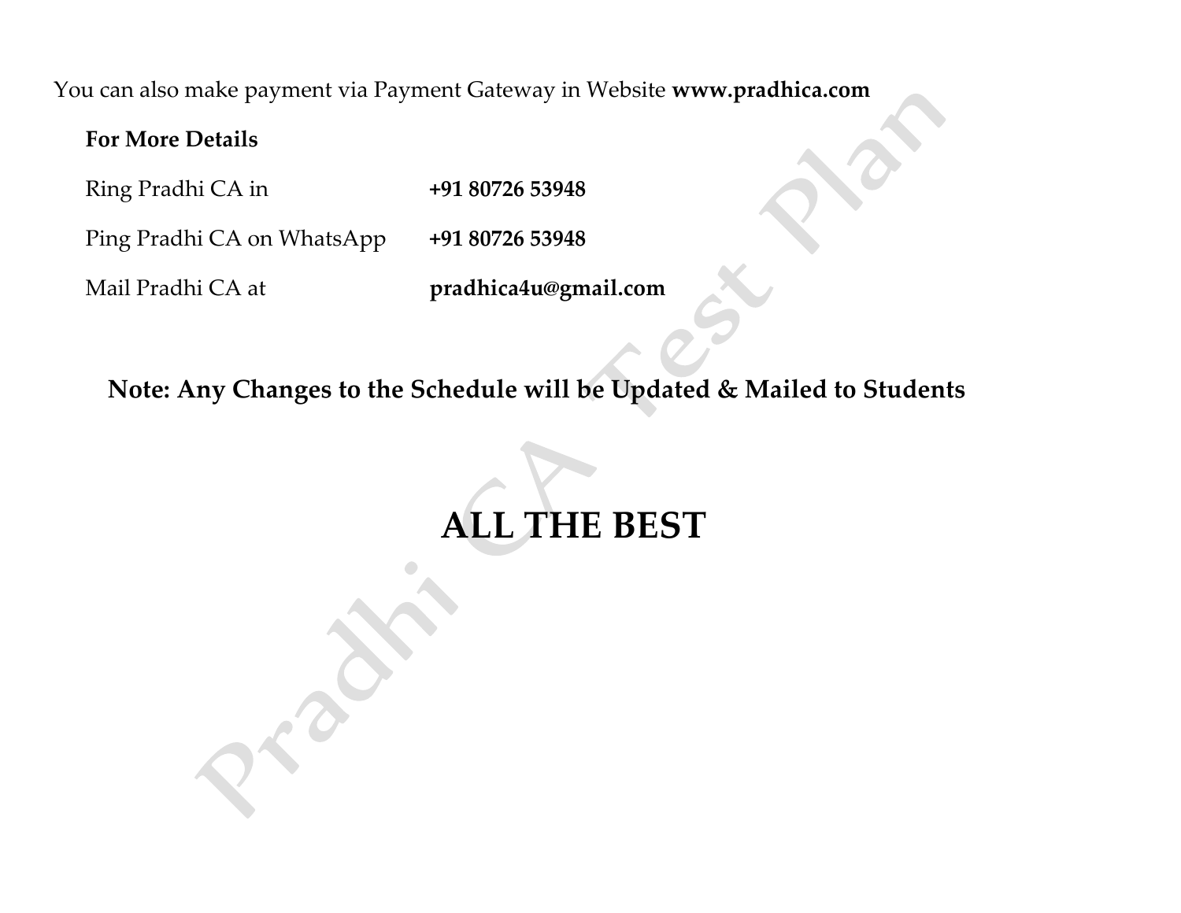You can also make payment via Payment Gateway in Website **www.pradhica.com**

**For More Details**

| | |
|---|---|
| Ring Pradhi CA in | **+91 80726 53948** |
| Ping Pradhi CA on WhatsApp | **+91 80726 53948** |
| Mail Pradhi CA at | **pradhica4u@gmail.com** |

**Note: Any Changes to the Schedule will be Updated & Mailed to Students**

# ALL THE BEST